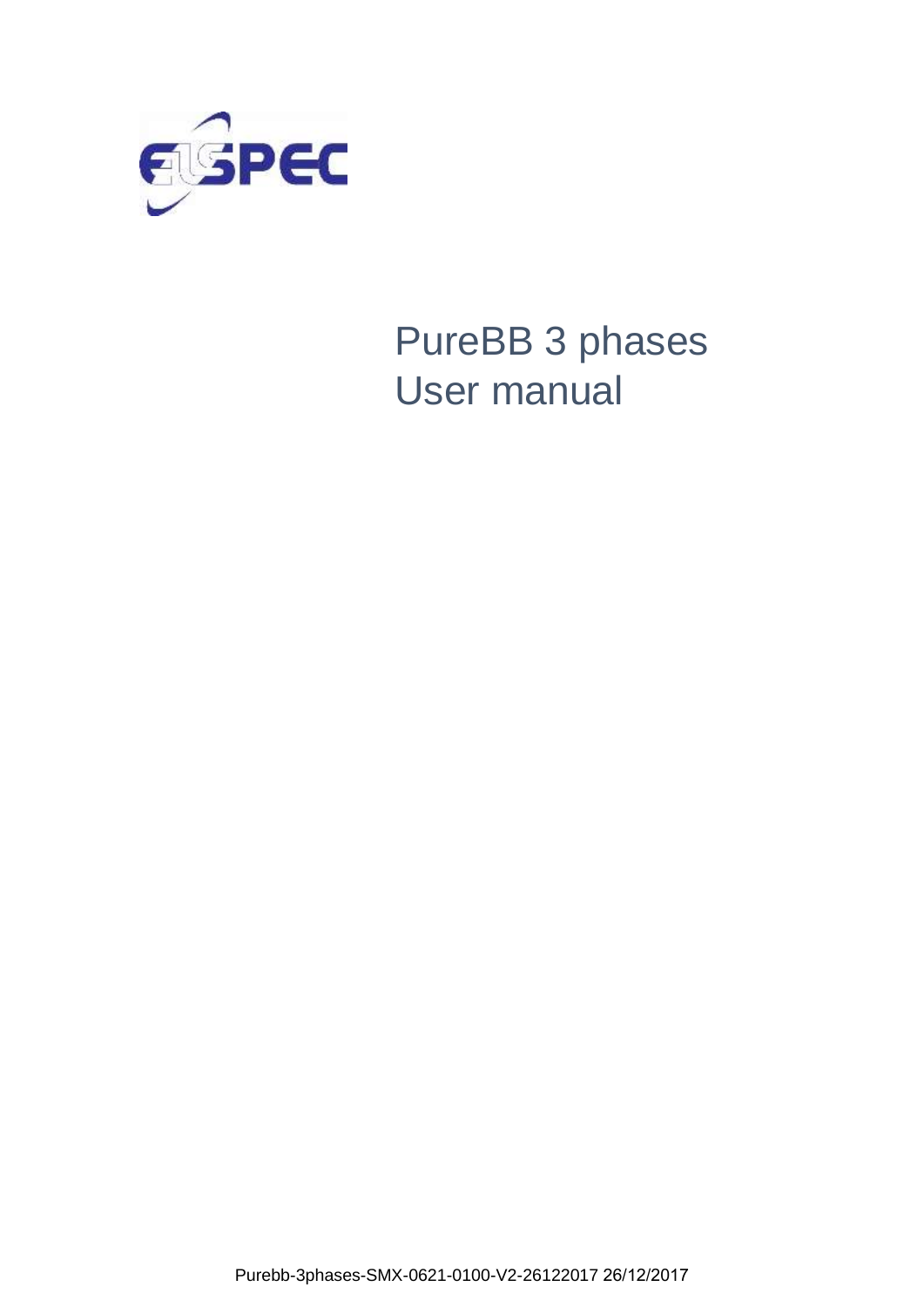# PureBB 3 phases
# User manual

Purebb-3phases-SMX-0621-0100-V2-26122017 26/12/2017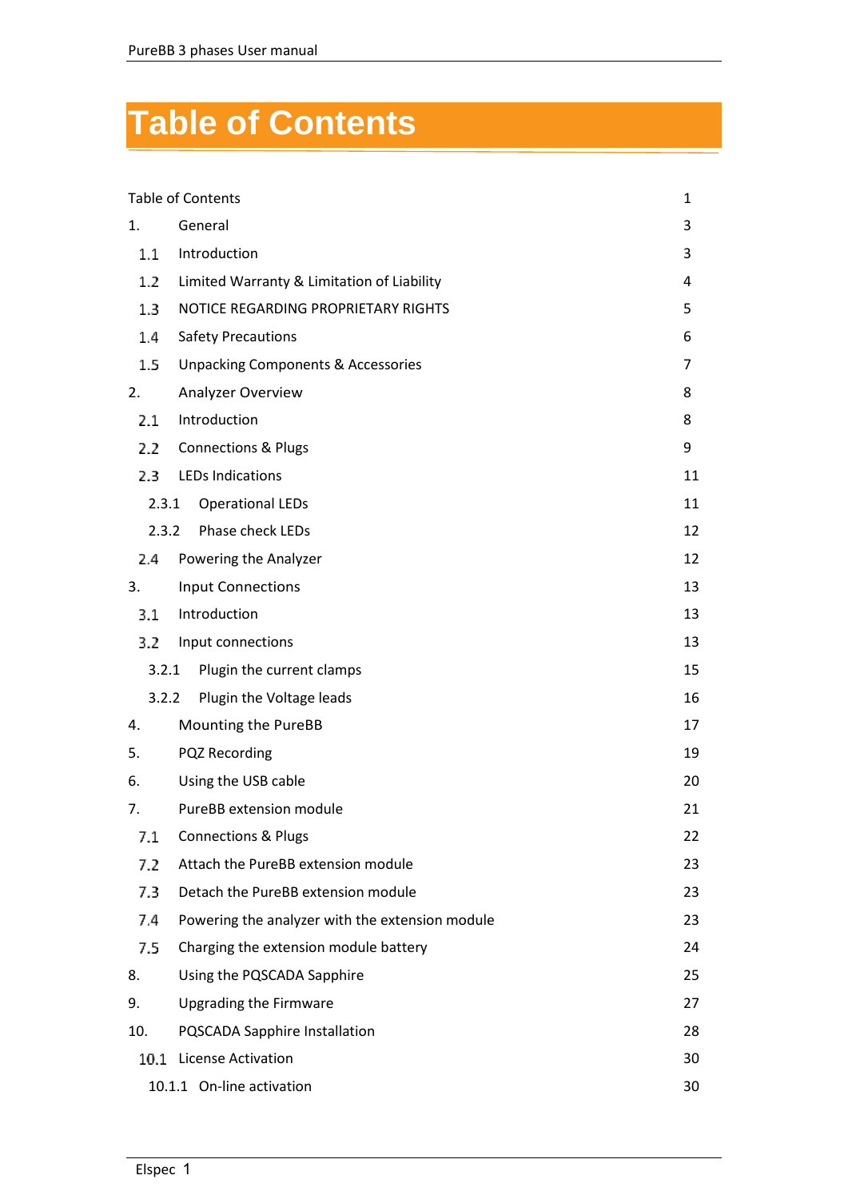# Table of Contents

| | | |
|---|---|---|
| Table of Contents | | 1 |
| 1. | General | 3 |
| 1.1 | Introduction | 3 |
| 1.2 | Limited Warranty & Limitation of Liability | 4 |
| 1.3 | NOTICE REGARDING PROPRIETARY RIGHTS | 5 |
| 1.4 | Safety Precautions | 6 |
| 1.5 | Unpacking Components & Accessories | 7 |
| 2. | Analyzer Overview | 8 |
| 2.1 | Introduction | 8 |
| 2.2 | Connections & Plugs | 9 |
| 2.3 | LEDs Indications | 11 |
| 2.3.1 | Operational LEDs | 11 |
| 2.3.2 | Phase check LEDs | 12 |
| 2.4 | Powering the Analyzer | 12 |
| 3. | Input Connections | 13 |
| 3.1 | Introduction | 13 |
| 3.2 | Input connections | 13 |
| 3.2.1 | Plugin the current clamps | 15 |
| 3.2.2 | Plugin the Voltage leads | 16 |
| 4. | Mounting the PureBB | 17 |
| 5. | PQZ Recording | 19 |
| 6. | Using the USB cable | 20 |
| 7. | PureBB extension module | 21 |
| 7.1 | Connections & Plugs | 22 |
| 7.2 | Attach the PureBB extension module | 23 |
| 7.3 | Detach the PureBB extension module | 23 |
| 7.4 | Powering the analyzer with the extension module | 23 |
| 7.5 | Charging the extension module battery | 24 |
| 8. | Using the PQSCADA Sapphire | 25 |
| 9. | Upgrading the Firmware | 27 |
| 10. | PQSCADA Sapphire Installation | 28 |
| 10.1 | License Activation | 30 |
| 10.1.1 | On-line activation | 30 |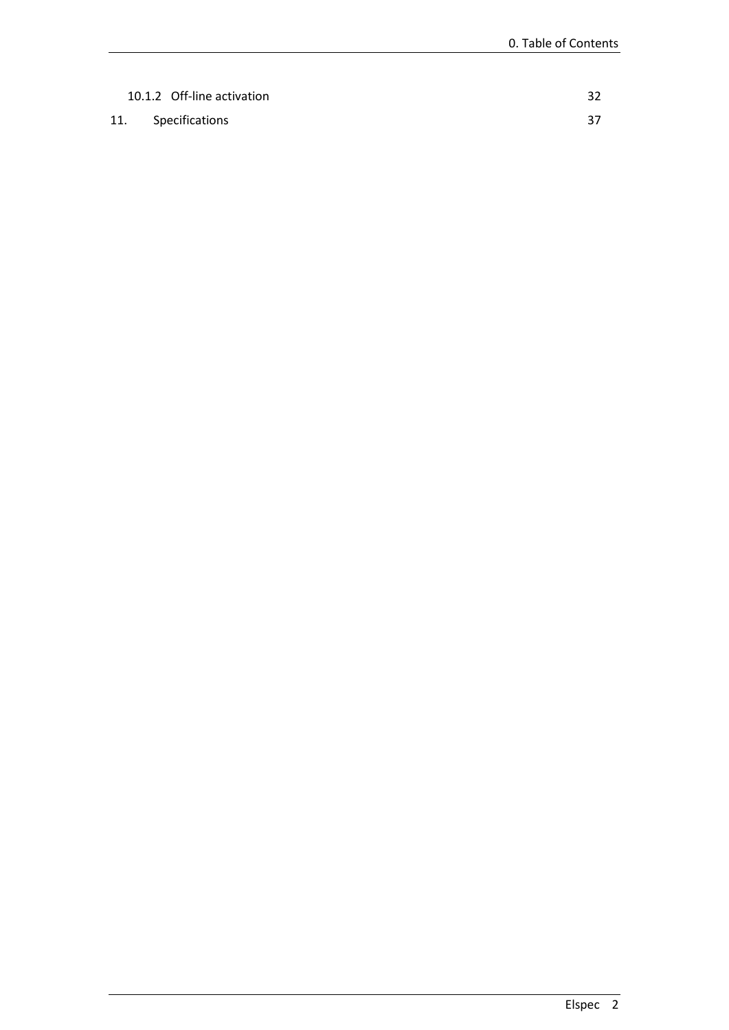10.1.2 Off-line activation 32

11. Specifications 37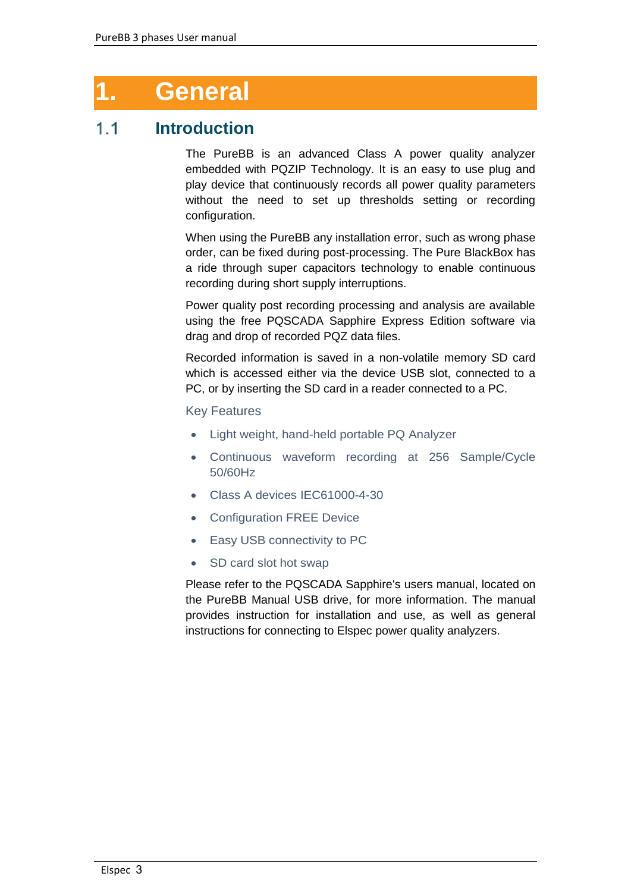# 1. General

## 1.1 Introduction

The PureBB is an advanced Class A power quality analyzer embedded with PQZIP Technology. It is an easy to use plug and play device that continuously records all power quality parameters without the need to set up thresholds setting or recording configuration.

When using the PureBB any installation error, such as wrong phase order, can be fixed during post-processing. The Pure BlackBox has a ride through super capacitors technology to enable continuous recording during short supply interruptions.

Power quality post recording processing and analysis are available using the free PQSCADA Sapphire Express Edition software via drag and drop of recorded PQZ data files.

Recorded information is saved in a non-volatile memory SD card which is accessed either via the device USB slot, connected to a PC, or by inserting the SD card in a reader connected to a PC.

Key Features

- Light weight, hand-held portable PQ Analyzer
- Continuous waveform recording at 256 Sample/Cycle 50/60Hz
- Class A devices IEC61000-4-30
- Configuration FREE Device
- Easy USB connectivity to PC
- SD card slot hot swap

Please refer to the PQSCADA Sapphire's users manual, located on the PureBB Manual USB drive, for more information. The manual provides instruction for installation and use, as well as general instructions for connecting to Elspec power quality analyzers.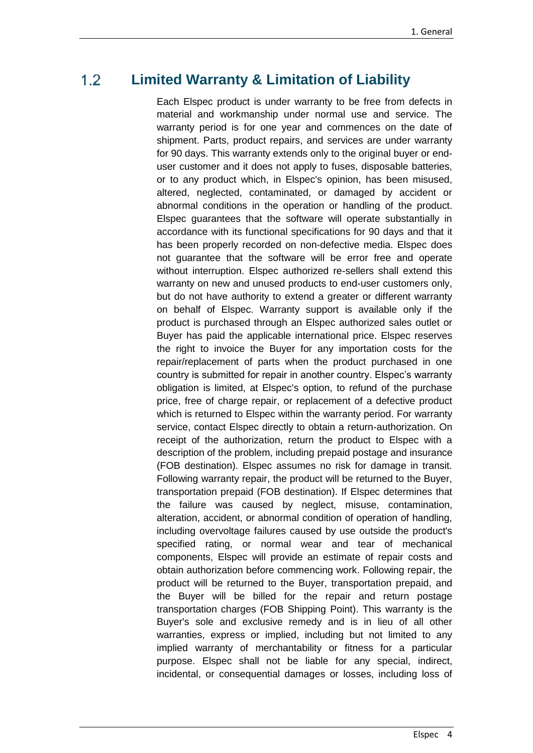## 1.2 Limited Warranty & Limitation of Liability

Each Elspec product is under warranty to be free from defects in material and workmanship under normal use and service. The warranty period is for one year and commences on the date of shipment. Parts, product repairs, and services are under warranty for 90 days. This warranty extends only to the original buyer or end-user customer and it does not apply to fuses, disposable batteries, or to any product which, in Elspec's opinion, has been misused, altered, neglected, contaminated, or damaged by accident or abnormal conditions in the operation or handling of the product. Elspec guarantees that the software will operate substantially in accordance with its functional specifications for 90 days and that it has been properly recorded on non-defective media. Elspec does not guarantee that the software will be error free and operate without interruption. Elspec authorized re-sellers shall extend this warranty on new and unused products to end-user customers only, but do not have authority to extend a greater or different warranty on behalf of Elspec. Warranty support is available only if the product is purchased through an Elspec authorized sales outlet or Buyer has paid the applicable international price. Elspec reserves the right to invoice the Buyer for any importation costs for the repair/replacement of parts when the product purchased in one country is submitted for repair in another country. Elspec's warranty obligation is limited, at Elspec's option, to refund of the purchase price, free of charge repair, or replacement of a defective product which is returned to Elspec within the warranty period. For warranty service, contact Elspec directly to obtain a return-authorization. On receipt of the authorization, return the product to Elspec with a description of the problem, including prepaid postage and insurance (FOB destination). Elspec assumes no risk for damage in transit. Following warranty repair, the product will be returned to the Buyer, transportation prepaid (FOB destination). If Elspec determines that the failure was caused by neglect, misuse, contamination, alteration, accident, or abnormal condition of operation of handling, including overvoltage failures caused by use outside the product's specified rating, or normal wear and tear of mechanical components, Elspec will provide an estimate of repair costs and obtain authorization before commencing work. Following repair, the product will be returned to the Buyer, transportation prepaid, and the Buyer will be billed for the repair and return postage transportation charges (FOB Shipping Point). This warranty is the Buyer's sole and exclusive remedy and is in lieu of all other warranties, express or implied, including but not limited to any implied warranty of merchantability or fitness for a particular purpose. Elspec shall not be liable for any special, indirect, incidental, or consequential damages or losses, including loss of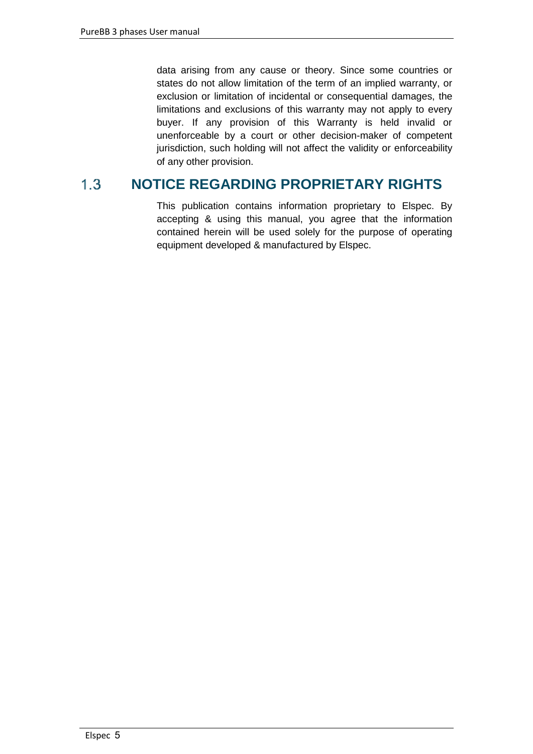data arising from any cause or theory. Since some countries or states do not allow limitation of the term of an implied warranty, or exclusion or limitation of incidental or consequential damages, the limitations and exclusions of this warranty may not apply to every buyer. If any provision of this Warranty is held invalid or unenforceable by a court or other decision-maker of competent jurisdiction, such holding will not affect the validity or enforceability of any other provision.

## 1.3 NOTICE REGARDING PROPRIETARY RIGHTS

This publication contains information proprietary to Elspec. By accepting & using this manual, you agree that the information contained herein will be used solely for the purpose of operating equipment developed & manufactured by Elspec.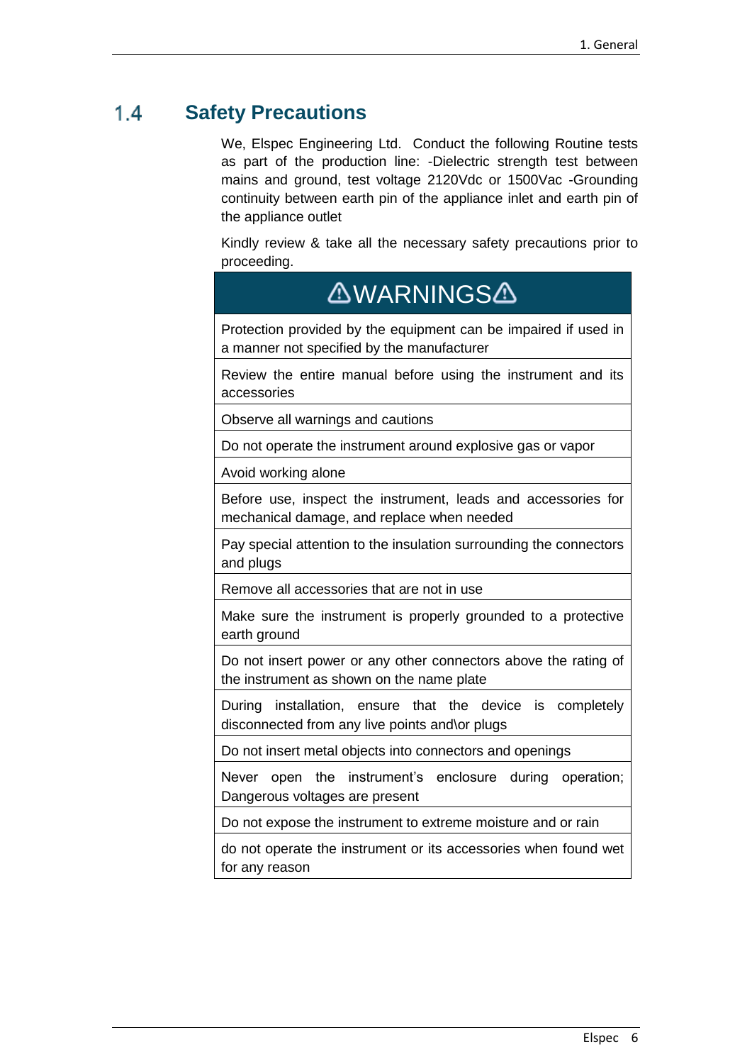## 1.4 Safety Precautions

We, Elspec Engineering Ltd. Conduct the following Routine tests as part of the production line: -Dielectric strength test between mains and ground, test voltage 2120Vdc or 1500Vac -Grounding continuity between earth pin of the appliance inlet and earth pin of the appliance outlet

Kindly review & take all the necessary safety precautions prior to proceeding.

| ⚠WARNINGS⚠ |
| --- |
| Protection provided by the equipment can be impaired if used in a manner not specified by the manufacturer |
| Review the entire manual before using the instrument and its accessories |
| Observe all warnings and cautions |
| Do not operate the instrument around explosive gas or vapor |
| Avoid working alone |
| Before use, inspect the instrument, leads and accessories for mechanical damage, and replace when needed |
| Pay special attention to the insulation surrounding the connectors and plugs |
| Remove all accessories that are not in use |
| Make sure the instrument is properly grounded to a protective earth ground |
| Do not insert power or any other connectors above the rating of the instrument as shown on the name plate |
| During installation, ensure that the device is completely disconnected from any live points and\or plugs |
| Do not insert metal objects into connectors and openings |
| Never open the instrument's enclosure during operation; Dangerous voltages are present |
| Do not expose the instrument to extreme moisture and or rain |
| do not operate the instrument or its accessories when found wet for any reason |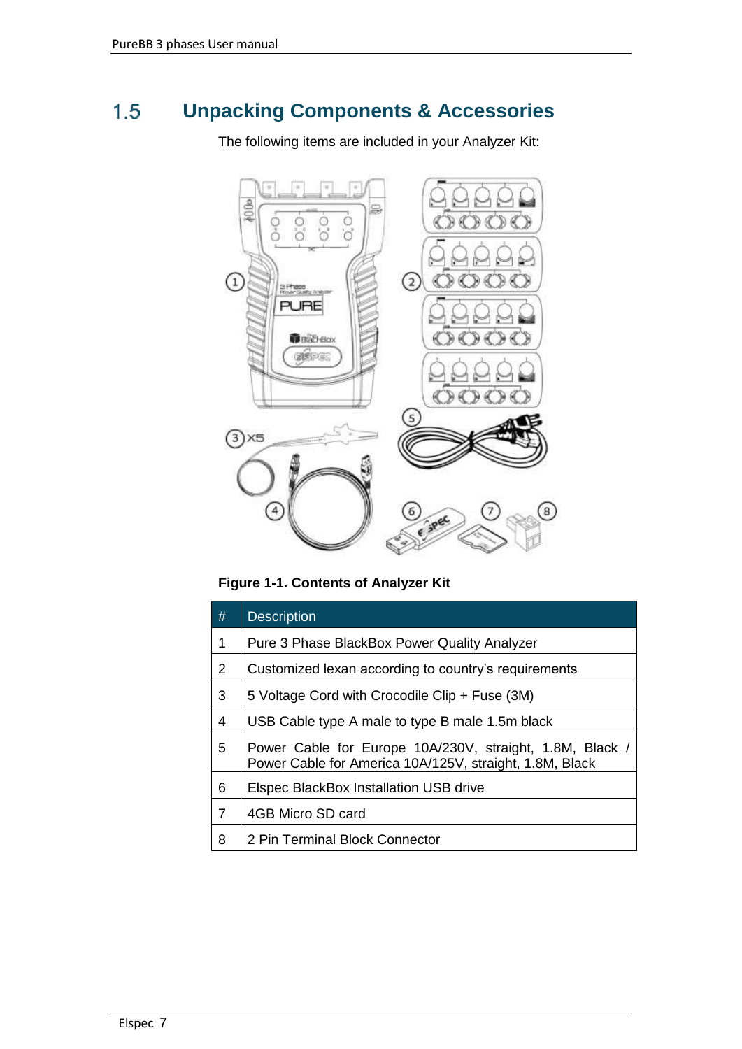## 1.5 Unpacking Components & Accessories

The following items are included in your Analyzer Kit:

**Figure 1-1. Contents of Analyzer Kit**

| # | Description |
|---|---|
| 1 | Pure 3 Phase BlackBox Power Quality Analyzer |
| 2 | Customized lexan according to country's requirements |
| 3 | 5 Voltage Cord with Crocodile Clip + Fuse (3M) |
| 4 | USB Cable type A male to type B male 1.5m black |
| 5 | Power Cable for Europe 10A/230V, straight, 1.8M, Black / Power Cable for America 10A/125V, straight, 1.8M, Black |
| 6 | Elspec BlackBox Installation USB drive |
| 7 | 4GB Micro SD card |
| 8 | 2 Pin Terminal Block Connector |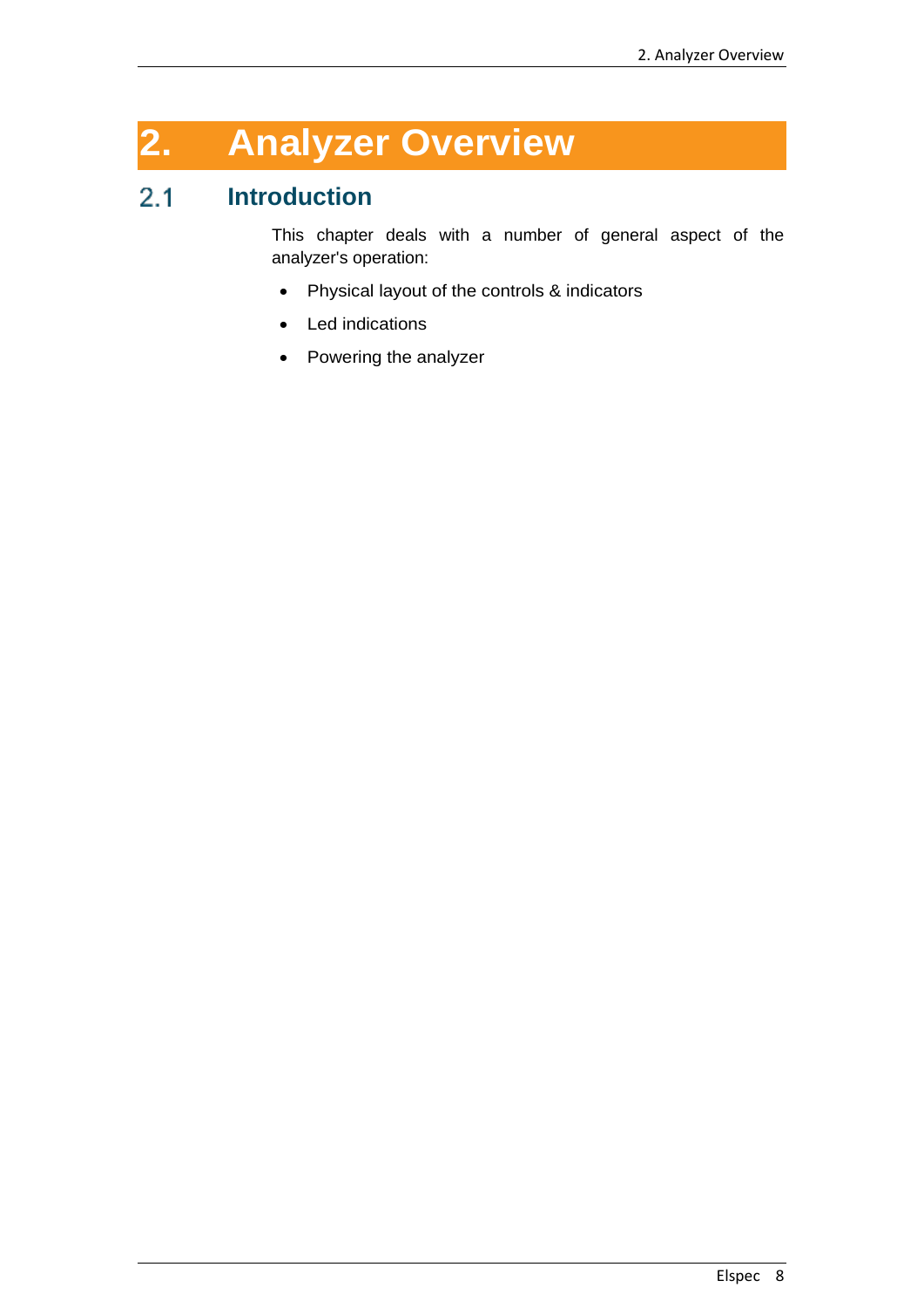# 2. Analyzer Overview

## 2.1 Introduction

This chapter deals with a number of general aspect of the analyzer's operation:

- Physical layout of the controls & indicators
- Led indications
- Powering the analyzer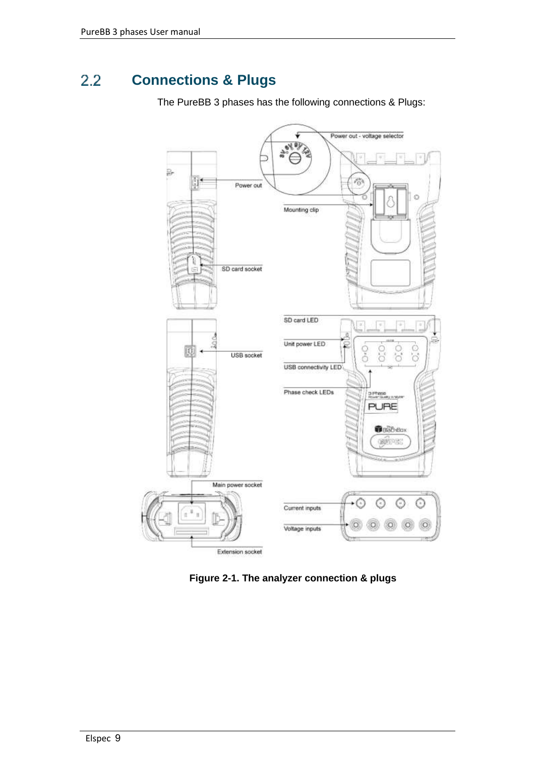## 2.2 Connections & Plugs

The PureBB 3 phases has the following connections & Plugs:

Figure 2-1. The analyzer connection & plugs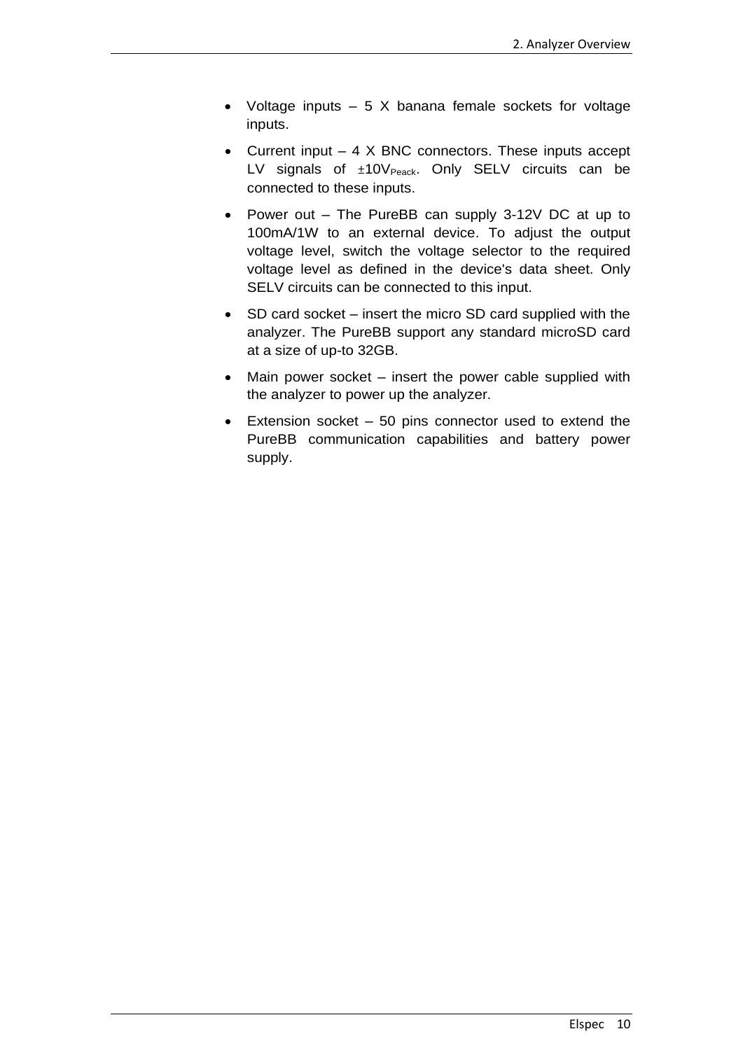- Voltage inputs – 5 X banana female sockets for voltage inputs.
- Current input – 4 X BNC connectors. These inputs accept LV signals of ±10$V_{Peack}$. Only SELV circuits can be connected to these inputs.
- Power out – The PureBB can supply 3-12V DC at up to 100mA/1W to an external device. To adjust the output voltage level, switch the voltage selector to the required voltage level as defined in the device's data sheet. Only SELV circuits can be connected to this input.
- SD card socket – insert the micro SD card supplied with the analyzer. The PureBB support any standard microSD card at a size of up-to 32GB.
- Main power socket – insert the power cable supplied with the analyzer to power up the analyzer.
- Extension socket – 50 pins connector used to extend the PureBB communication capabilities and battery power supply.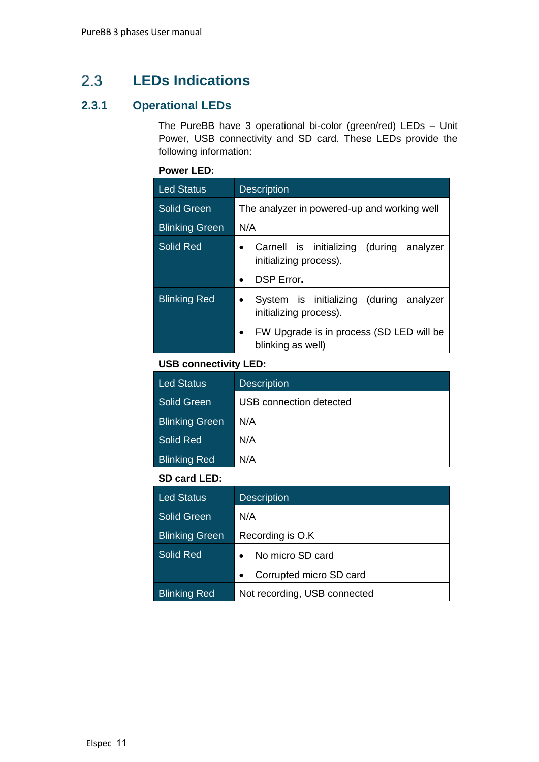## 2.3 LEDs Indications

### 2.3.1 Operational LEDs

The PureBB have 3 operational bi-color (green/red) LEDs – Unit Power, USB connectivity and SD card. These LEDs provide the following information:

**Power LED:**

| Led Status | Description |
|---|---|
| Solid Green | The analyzer in powered-up and working well |
| Blinking Green | N/A |
| Solid Red | • Carnell is initializing (during analyzer initializing process).<br>• DSP Error. |
| Blinking Red | • System is initializing (during analyzer initializing process).<br>• FW Upgrade is in process (SD LED will be blinking as well) |

**USB connectivity LED:**

| Led Status | Description |
|---|---|
| Solid Green | USB connection detected |
| Blinking Green | N/A |
| Solid Red | N/A |
| Blinking Red | N/A |

**SD card LED:**

| Led Status | Description |
|---|---|
| Solid Green | N/A |
| Blinking Green | Recording is O.K |
| Solid Red | • No micro SD card<br>• Corrupted micro SD card |
| Blinking Red | Not recording, USB connected |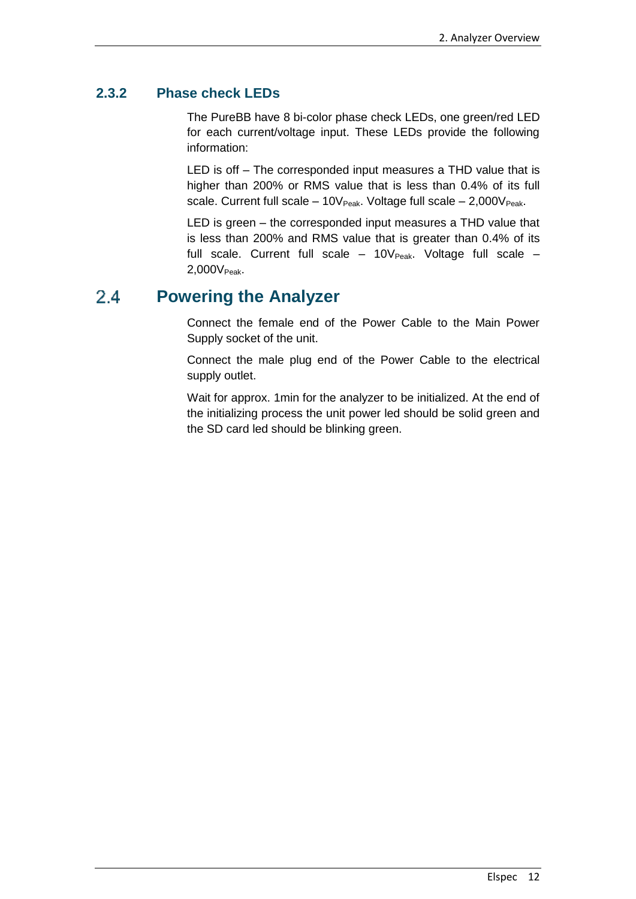### 2.3.2 Phase check LEDs

The PureBB have 8 bi-color phase check LEDs, one green/red LED for each current/voltage input. These LEDs provide the following information:

LED is off – The corresponded input measures a THD value that is higher than 200% or RMS value that is less than 0.4% of its full scale. Current full scale – $10V_{Peak}$. Voltage full scale – $2{,}000V_{Peak}$.

LED is green – the corresponded input measures a THD value that is less than 200% and RMS value that is greater than 0.4% of its full scale. Current full scale – $10V_{Peak}$. Voltage full scale – $2{,}000V_{Peak}$.

## 2.4 Powering the Analyzer

Connect the female end of the Power Cable to the Main Power Supply socket of the unit.

Connect the male plug end of the Power Cable to the electrical supply outlet.

Wait for approx. 1min for the analyzer to be initialized. At the end of the initializing process the unit power led should be solid green and the SD card led should be blinking green.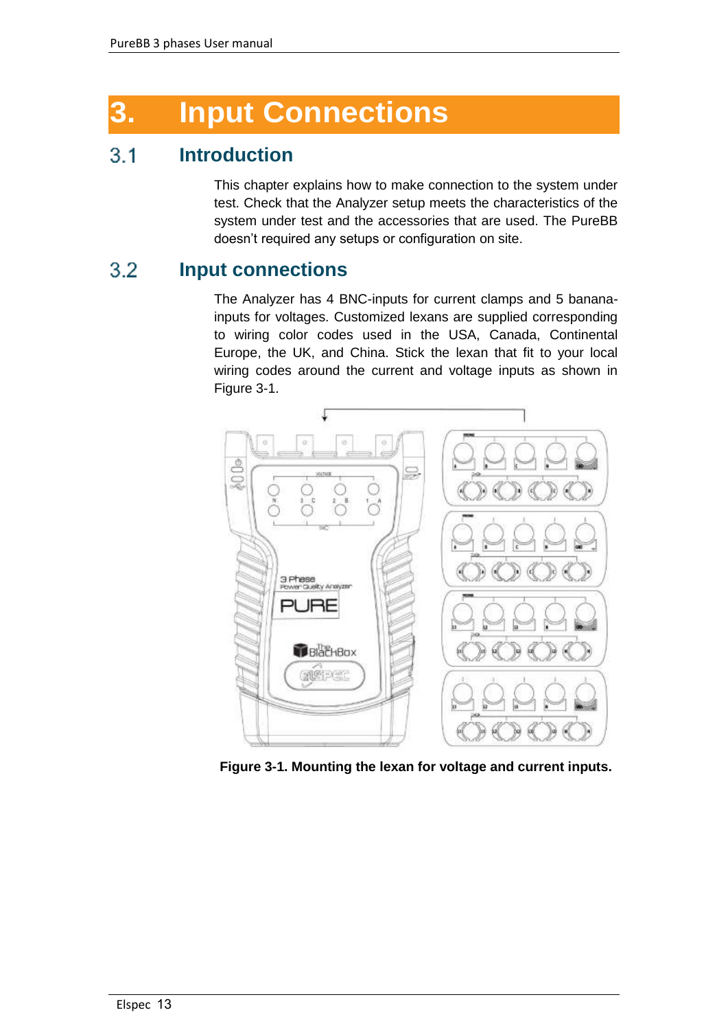# 3. Input Connections

## 3.1 Introduction

This chapter explains how to make connection to the system under test. Check that the Analyzer setup meets the characteristics of the system under test and the accessories that are used. The PureBB doesn't required any setups or configuration on site.

## 3.2 Input connections

The Analyzer has 4 BNC-inputs for current clamps and 5 banana-inputs for voltages. Customized lexans are supplied corresponding to wiring color codes used in the USA, Canada, Continental Europe, the UK, and China. Stick the lexan that fit to your local wiring codes around the current and voltage inputs as shown in Figure 3-1.

**Figure 3-1. Mounting the lexan for voltage and current inputs.**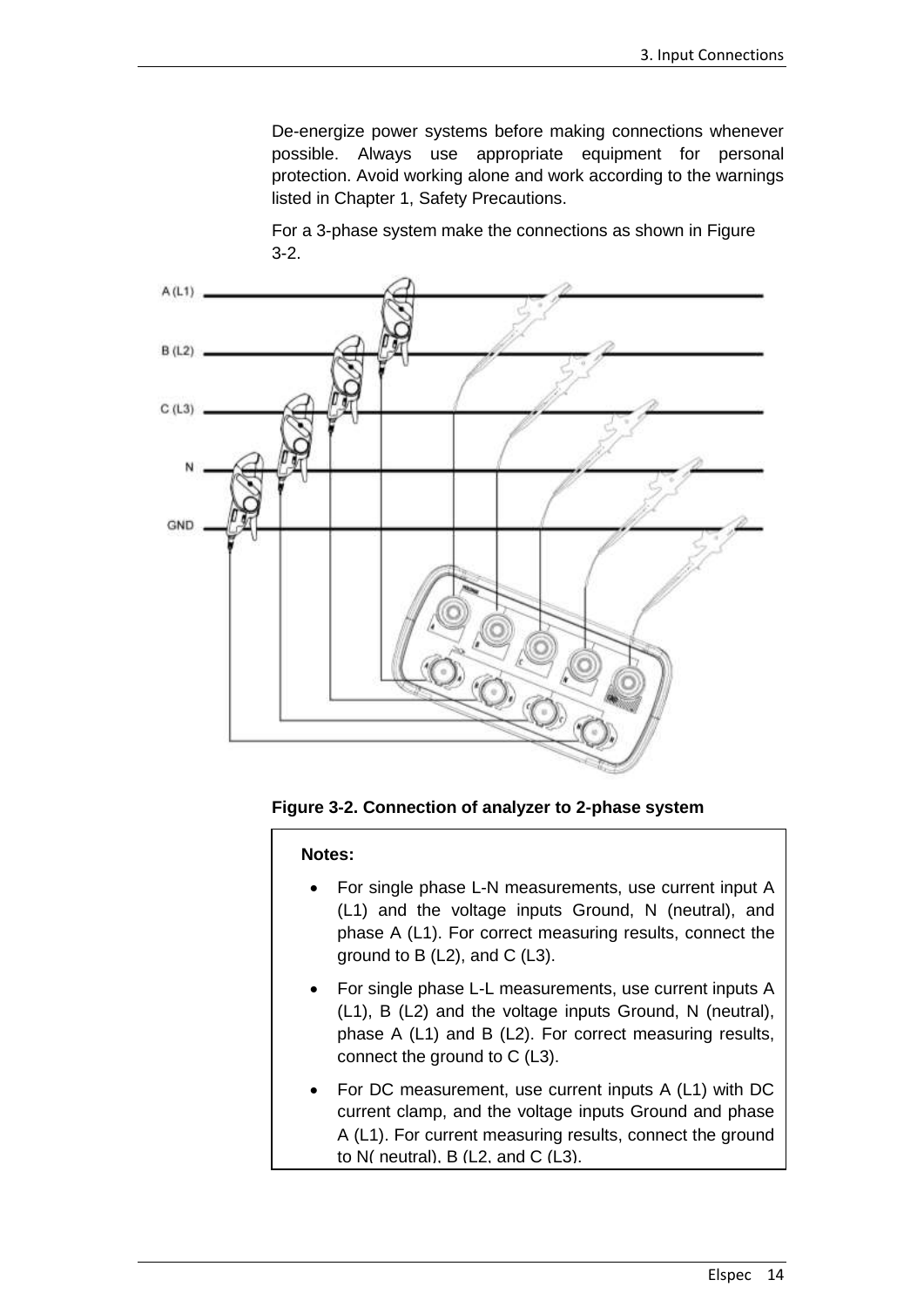De-energize power systems before making connections whenever possible. Always use appropriate equipment for personal protection. Avoid working alone and work according to the warnings listed in Chapter 1, Safety Precautions.

For a 3-phase system make the connections as shown in Figure 3-2.

**Figure 3-2. Connection of analyzer to 2-phase system**

> **Notes:**
>
> - For single phase L-N measurements, use current input A (L1) and the voltage inputs Ground, N (neutral), and phase A (L1). For correct measuring results, connect the ground to B (L2), and C (L3).
> - For single phase L-L measurements, use current inputs A (L1), B (L2) and the voltage inputs Ground, N (neutral), phase A (L1) and B (L2). For correct measuring results, connect the ground to C (L3).
> - For DC measurement, use current inputs A (L1) with DC current clamp, and the voltage inputs Ground and phase A (L1). For current measuring results, connect the ground to N( neutral), B (L2, and C (L3).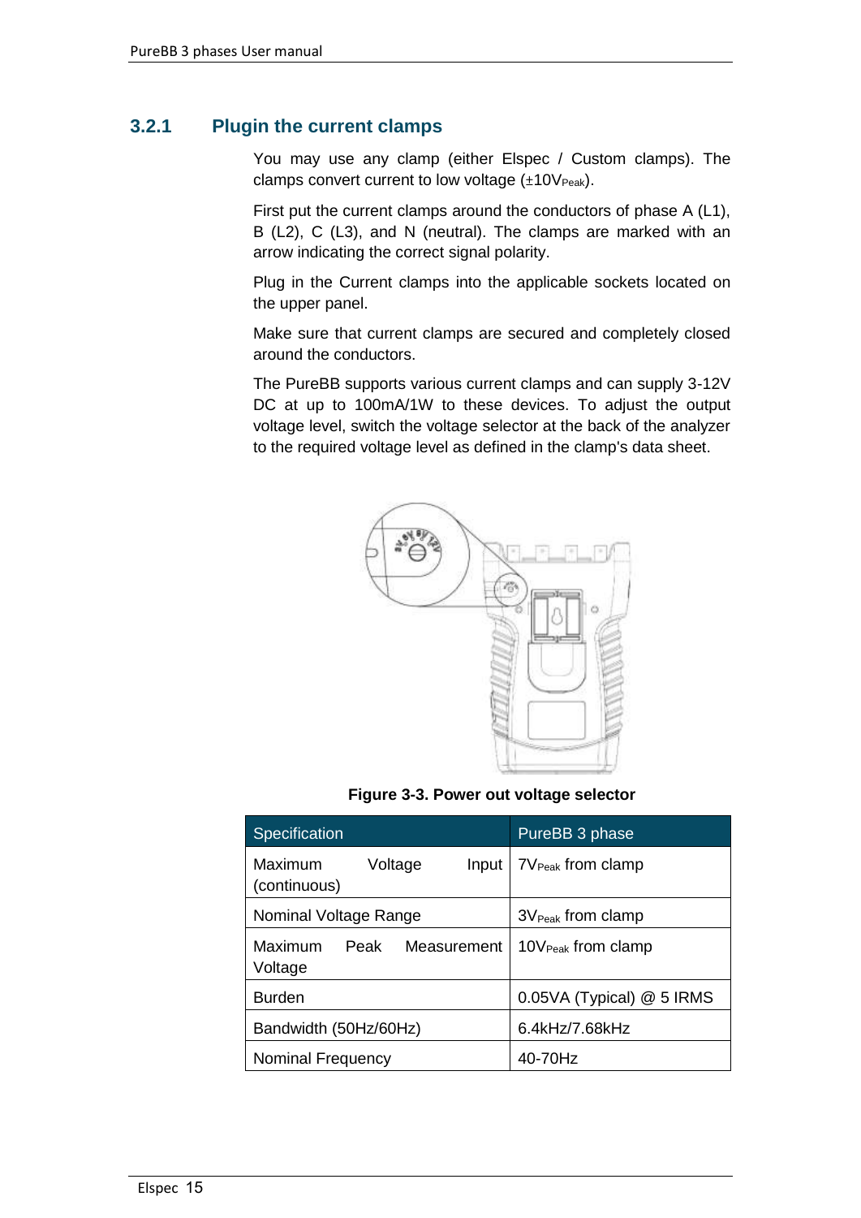### 3.2.1 Plugin the current clamps

You may use any clamp (either Elspec / Custom clamps). The clamps convert current to low voltage (±10$V_{Peak}$).

First put the current clamps around the conductors of phase A (L1), B (L2), C (L3), and N (neutral). The clamps are marked with an arrow indicating the correct signal polarity.

Plug in the Current clamps into the applicable sockets located on the upper panel.

Make sure that current clamps are secured and completely closed around the conductors.

The PureBB supports various current clamps and can supply 3-12V DC at up to 100mA/1W to these devices. To adjust the output voltage level, switch the voltage selector at the back of the analyzer to the required voltage level as defined in the clamp's data sheet.

**Figure 3-3. Power out voltage selector**

| Specification | PureBB 3 phase |
|---|---|
| Maximum Voltage Input (continuous) | 7$V_{Peak}$ from clamp |
| Nominal Voltage Range | 3$V_{Peak}$ from clamp |
| Maximum Peak Measurement Voltage | 10$V_{Peak}$ from clamp |
| Burden | 0.05VA (Typical) @ 5 IRMS |
| Bandwidth (50Hz/60Hz) | 6.4kHz/7.68kHz |
| Nominal Frequency | 40-70Hz |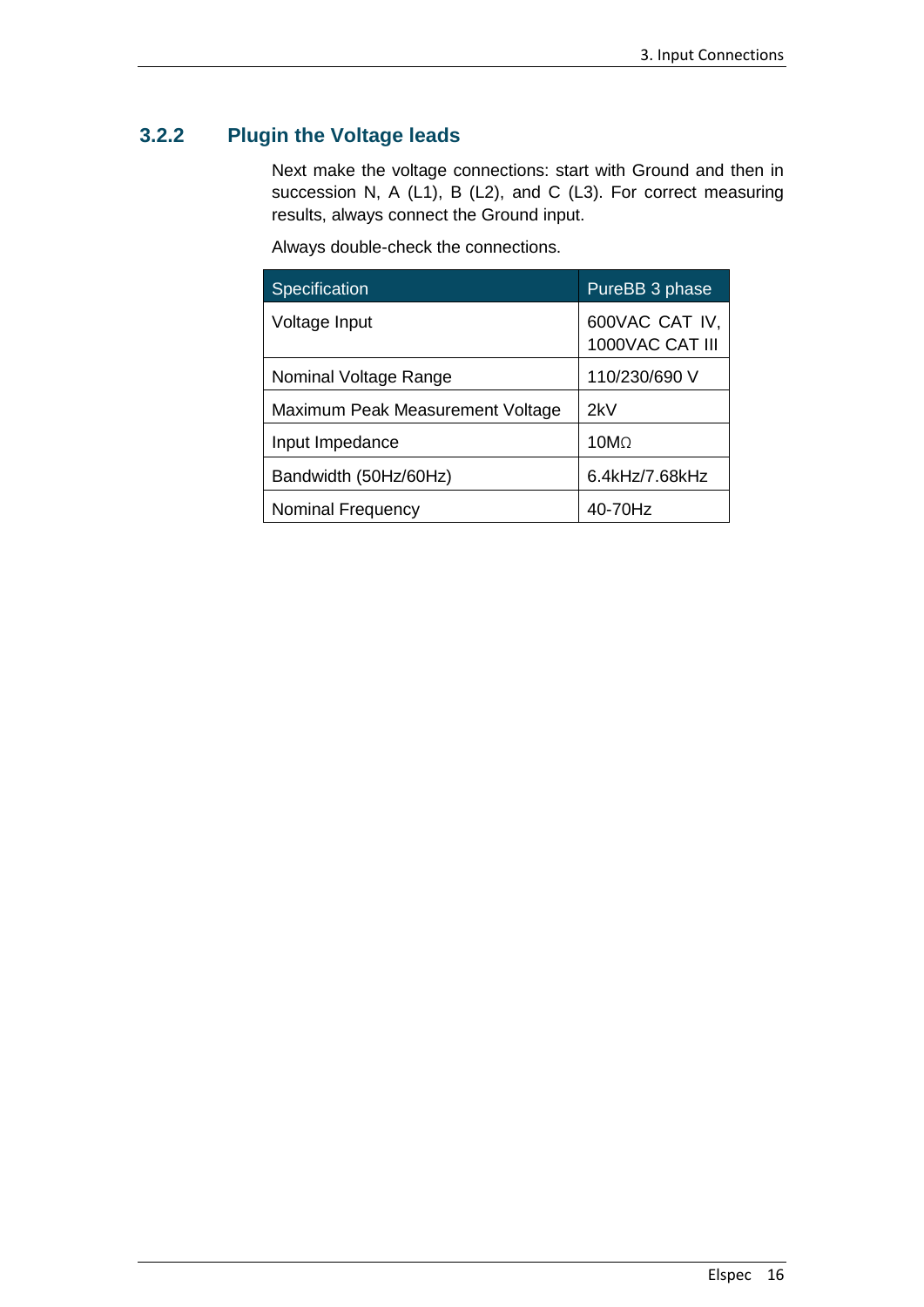### 3.2.2 Plugin the Voltage leads

Next make the voltage connections: start with Ground and then in succession N, A (L1), B (L2), and C (L3). For correct measuring results, always connect the Ground input.

Always double-check the connections.

| Specification | PureBB 3 phase |
|---|---|
| Voltage Input | 600VAC CAT IV, 1000VAC CAT III |
| Nominal Voltage Range | 110/230/690 V |
| Maximum Peak Measurement Voltage | 2kV |
| Input Impedance | 10MΩ |
| Bandwidth (50Hz/60Hz) | 6.4kHz/7.68kHz |
| Nominal Frequency | 40-70Hz |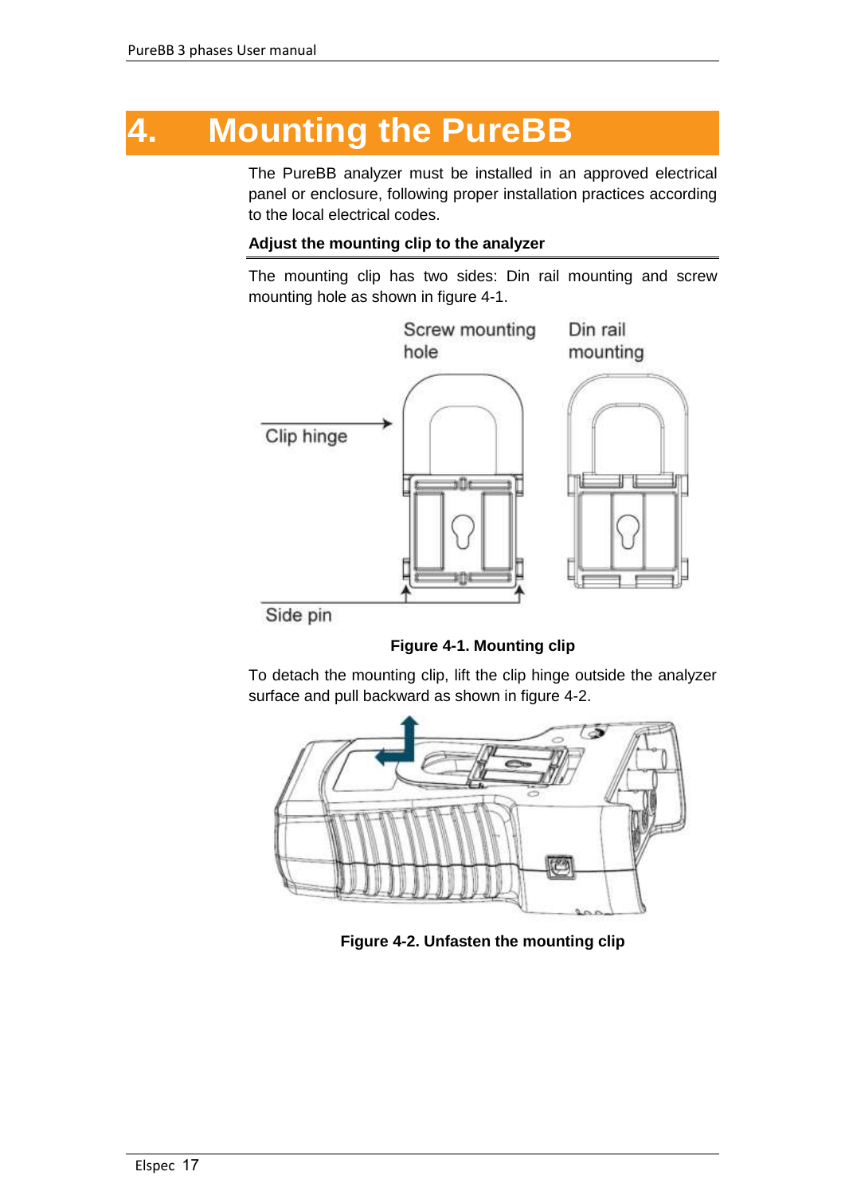# 4. Mounting the PureBB

The PureBB analyzer must be installed in an approved electrical panel or enclosure, following proper installation practices according to the local electrical codes.

**Adjust the mounting clip to the analyzer**

The mounting clip has two sides: Din rail mounting and screw mounting hole as shown in figure 4-1.

**Figure 4-1. Mounting clip**

To detach the mounting clip, lift the clip hinge outside the analyzer surface and pull backward as shown in figure 4-2.

**Figure 4-2. Unfasten the mounting clip**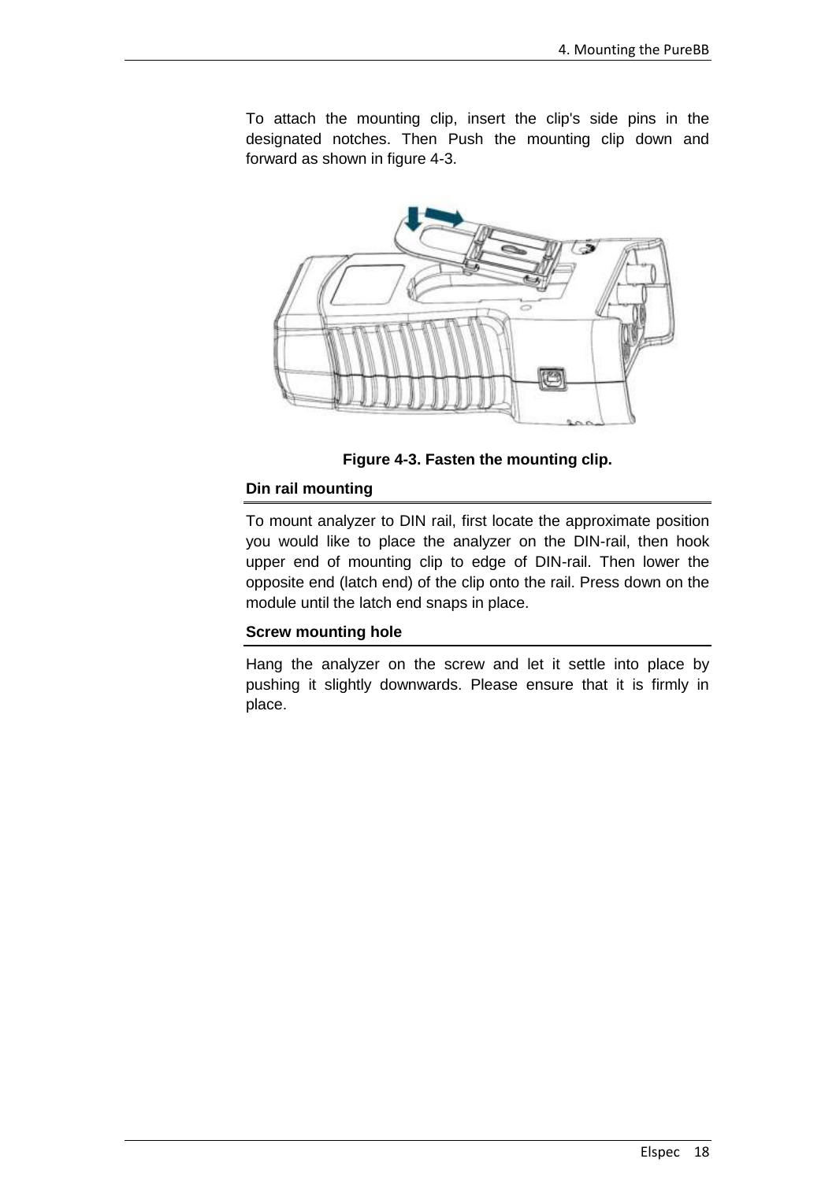To attach the mounting clip, insert the clip's side pins in the designated notches. Then Push the mounting clip down and forward as shown in figure 4-3.

**Figure 4-3. Fasten the mounting clip.**

### Din rail mounting

To mount analyzer to DIN rail, first locate the approximate position you would like to place the analyzer on the DIN-rail, then hook upper end of mounting clip to edge of DIN-rail. Then lower the opposite end (latch end) of the clip onto the rail. Press down on the module until the latch end snaps in place.

### Screw mounting hole

Hang the analyzer on the screw and let it settle into place by pushing it slightly downwards. Please ensure that it is firmly in place.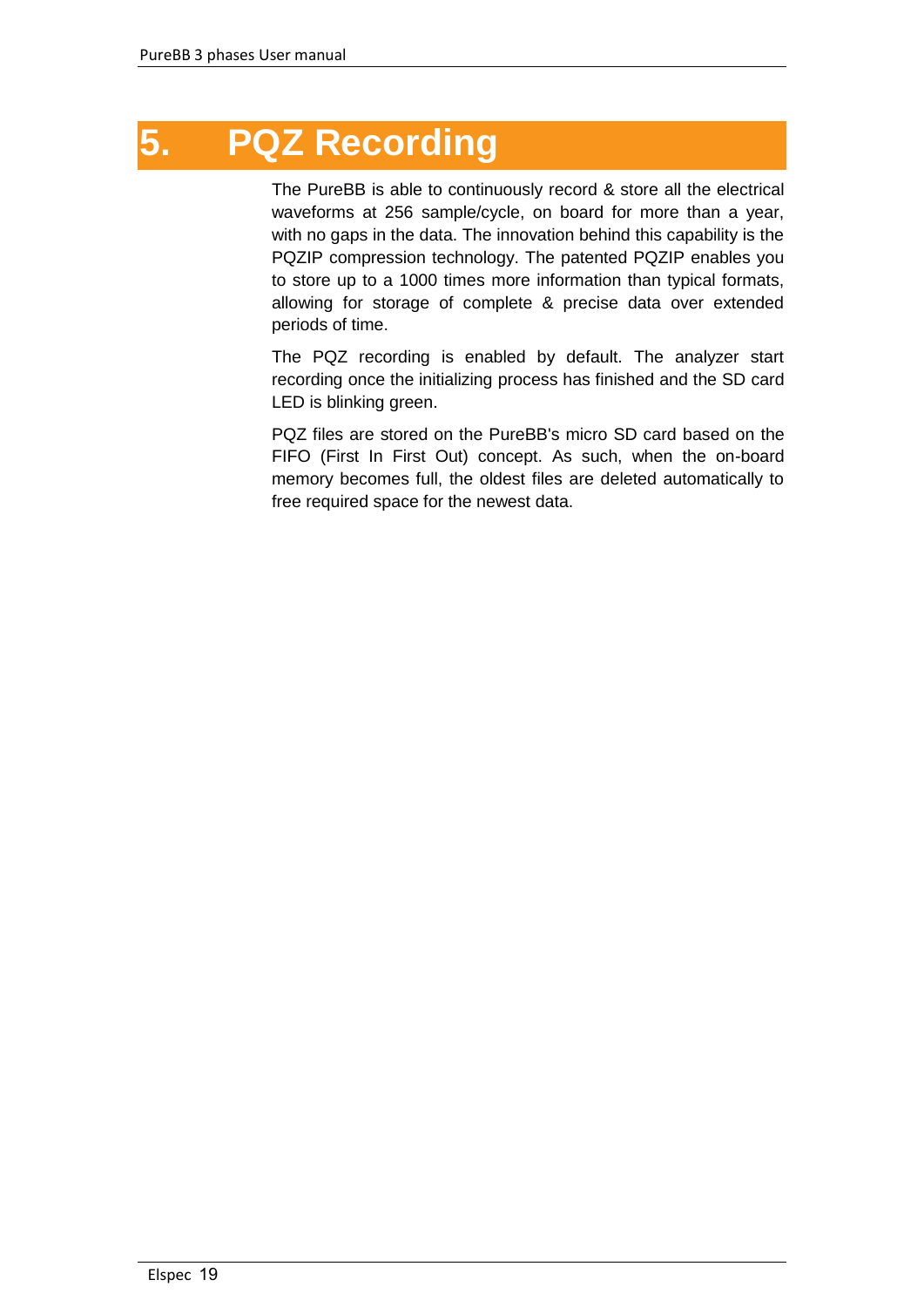# 5. PQZ Recording

The PureBB is able to continuously record & store all the electrical waveforms at 256 sample/cycle, on board for more than a year, with no gaps in the data. The innovation behind this capability is the PQZIP compression technology. The patented PQZIP enables you to store up to a 1000 times more information than typical formats, allowing for storage of complete & precise data over extended periods of time.

The PQZ recording is enabled by default. The analyzer start recording once the initializing process has finished and the SD card LED is blinking green.

PQZ files are stored on the PureBB's micro SD card based on the FIFO (First In First Out) concept. As such, when the on-board memory becomes full, the oldest files are deleted automatically to free required space for the newest data.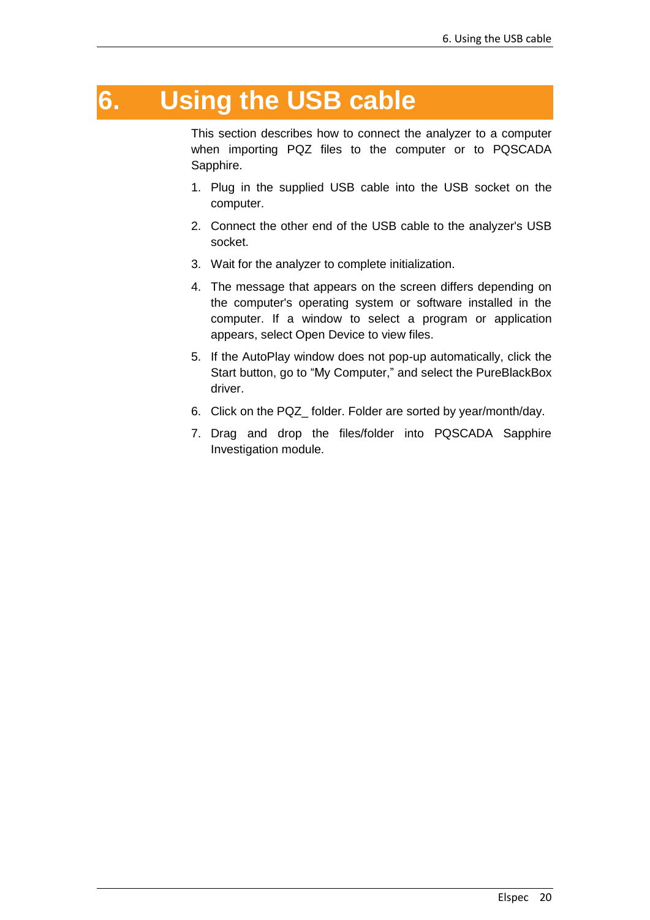# 6. Using the USB cable

This section describes how to connect the analyzer to a computer when importing PQZ files to the computer or to PQSCADA Sapphire.

1. Plug in the supplied USB cable into the USB socket on the computer.
2. Connect the other end of the USB cable to the analyzer's USB socket.
3. Wait for the analyzer to complete initialization.
4. The message that appears on the screen differs depending on the computer's operating system or software installed in the computer. If a window to select a program or application appears, select Open Device to view files.
5. If the AutoPlay window does not pop-up automatically, click the Start button, go to "My Computer," and select the PureBlackBox driver.
6. Click on the PQZ_ folder. Folder are sorted by year/month/day.
7. Drag and drop the files/folder into PQSCADA Sapphire Investigation module.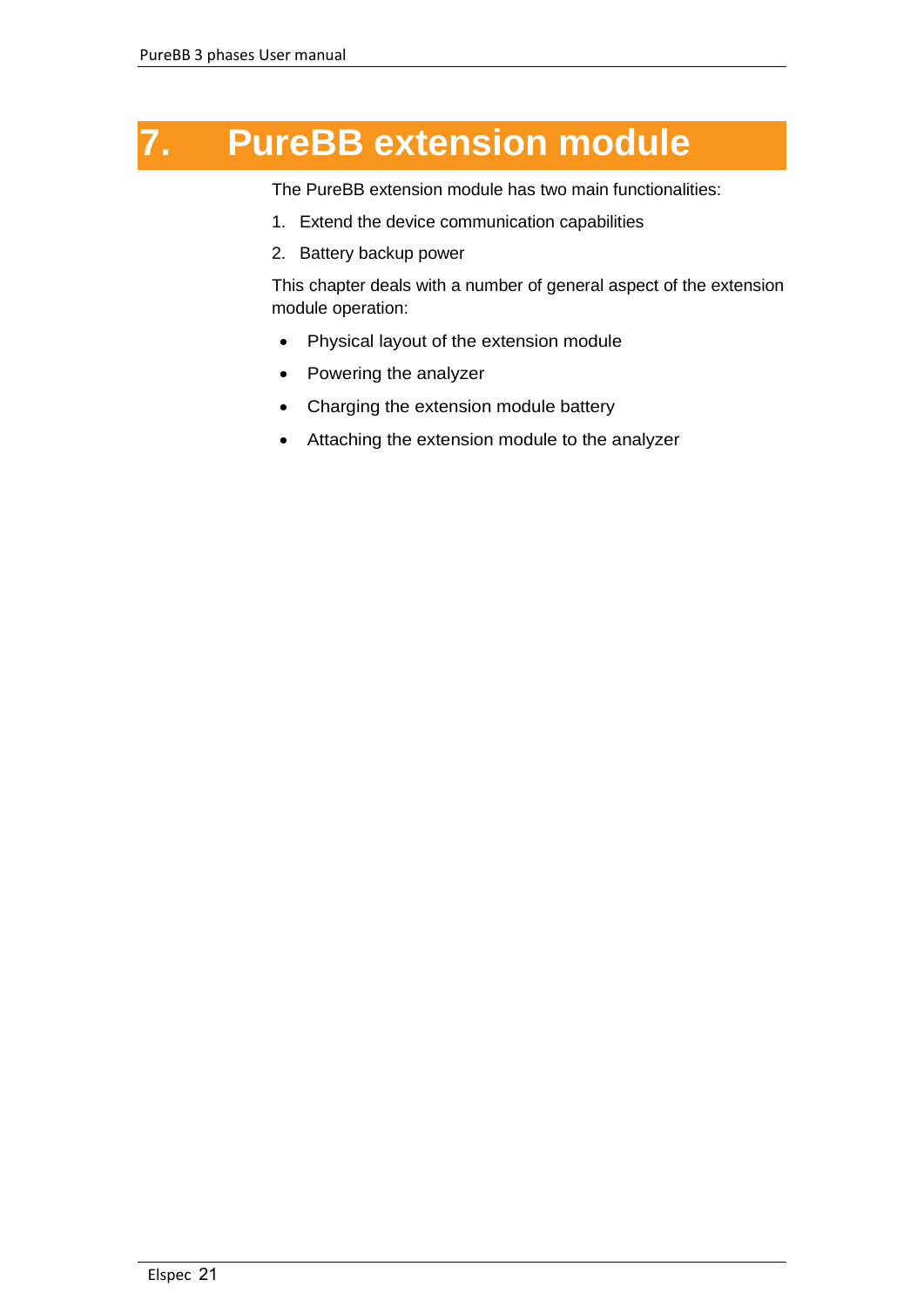# 7. PureBB extension module

The PureBB extension module has two main functionalities:

1. Extend the device communication capabilities
2. Battery backup power

This chapter deals with a number of general aspect of the extension module operation:

- Physical layout of the extension module
- Powering the analyzer
- Charging the extension module battery
- Attaching the extension module to the analyzer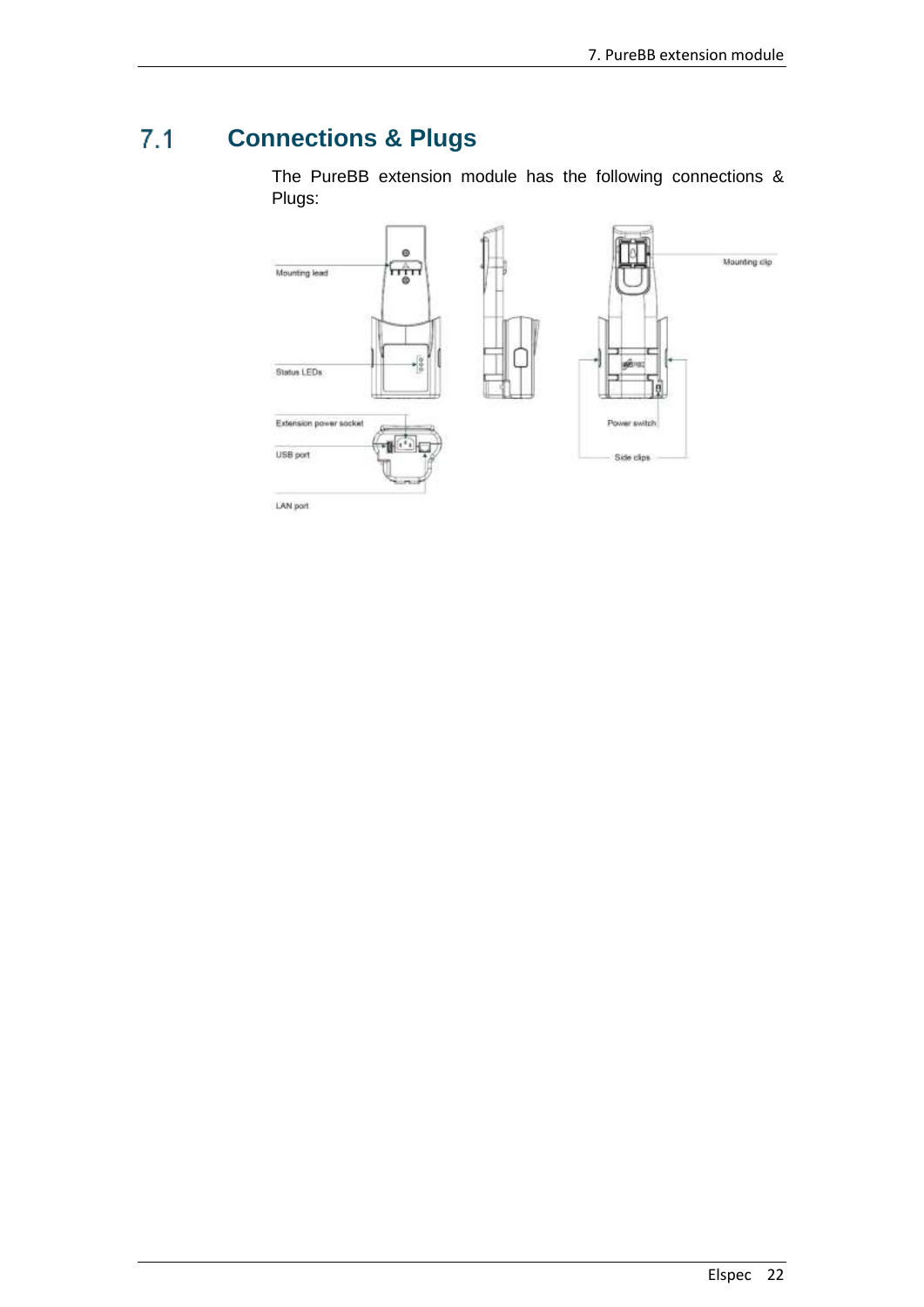## 7.1 Connections & Plugs

The PureBB extension module has the following connections & Plugs:

Mounting lead

Status LEDs

Extension power socket

USB port

LAN port

Mounting clip

Power switch

Side clips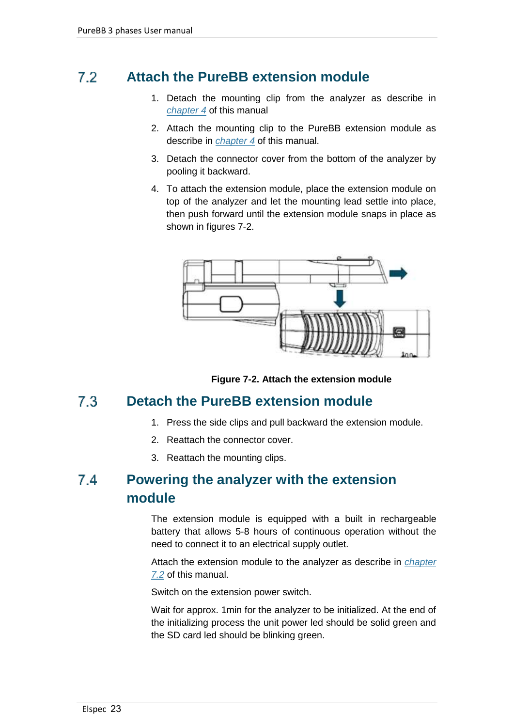## 7.2 Attach the PureBB extension module

1. Detach the mounting clip from the analyzer as describe in *chapter 4* of this manual
2. Attach the mounting clip to the PureBB extension module as describe in *chapter 4* of this manual.
3. Detach the connector cover from the bottom of the analyzer by pooling it backward.
4. To attach the extension module, place the extension module on top of the analyzer and let the mounting lead settle into place, then push forward until the extension module snaps in place as shown in figures 7-2.

**Figure 7-2. Attach the extension module**

## 7.3 Detach the PureBB extension module

1. Press the side clips and pull backward the extension module.
2. Reattach the connector cover.
3. Reattach the mounting clips.

## 7.4 Powering the analyzer with the extension module

The extension module is equipped with a built in rechargeable battery that allows 5-8 hours of continuous operation without the need to connect it to an electrical supply outlet.

Attach the extension module to the analyzer as describe in *chapter 7.2* of this manual.

Switch on the extension power switch.

Wait for approx. 1min for the analyzer to be initialized. At the end of the initializing process the unit power led should be solid green and the SD card led should be blinking green.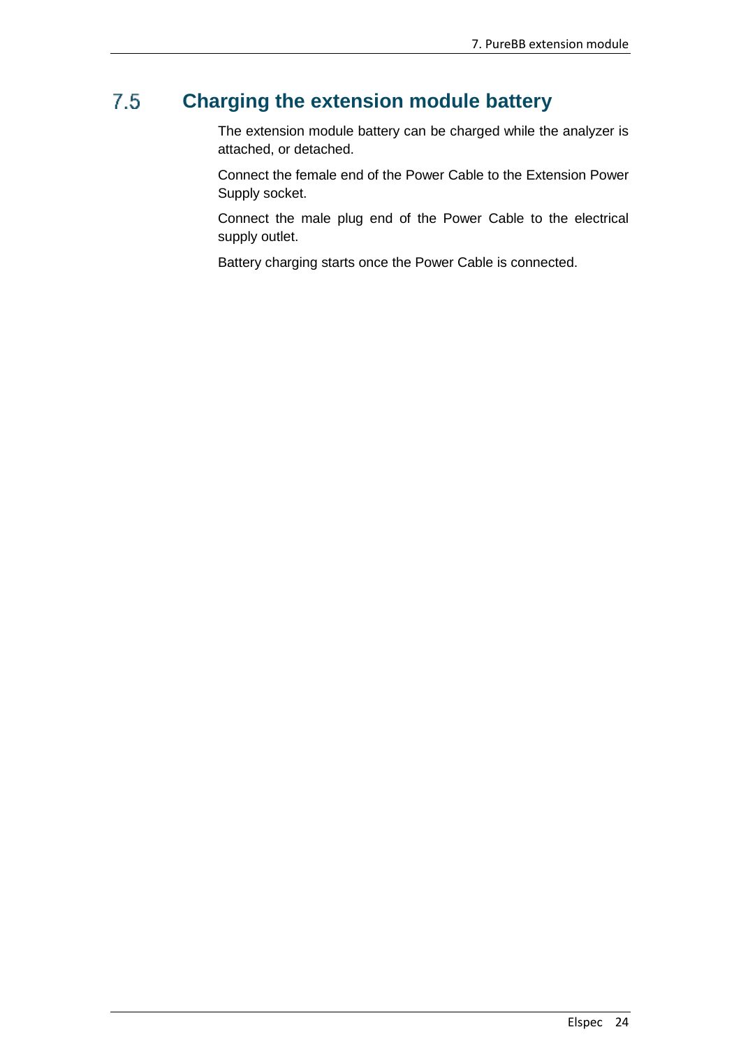## 7.5 Charging the extension module battery

The extension module battery can be charged while the analyzer is attached, or detached.

Connect the female end of the Power Cable to the Extension Power Supply socket.

Connect the male plug end of the Power Cable to the electrical supply outlet.

Battery charging starts once the Power Cable is connected.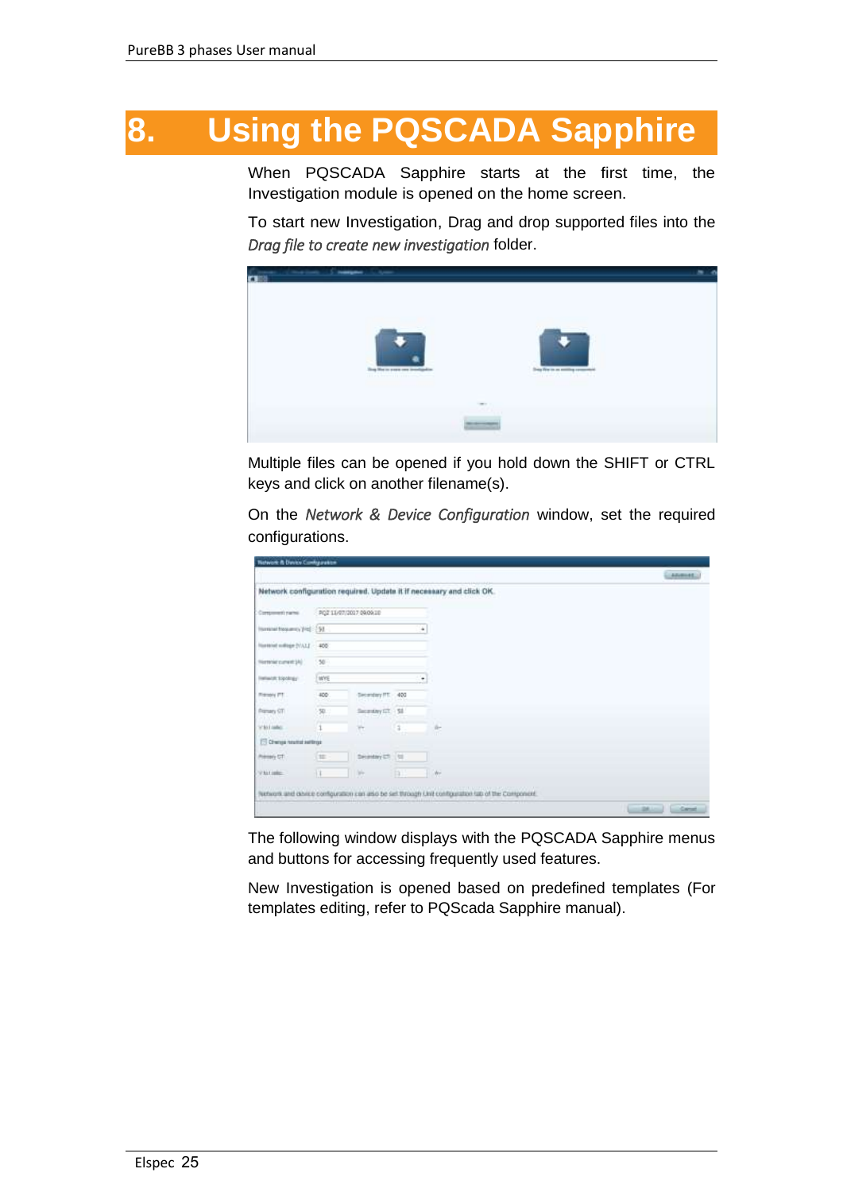# 8. Using the PQSCADA Sapphire

When PQSCADA Sapphire starts at the first time, the Investigation module is opened on the home screen.

To start new Investigation, Drag and drop supported files into the *Drag file to create new investigation* folder.

Multiple files can be opened if you hold down the SHIFT or CTRL keys and click on another filename(s).

On the *Network & Device Configuration* window, set the required configurations.

The following window displays with the PQSCADA Sapphire menus and buttons for accessing frequently used features.

New Investigation is opened based on predefined templates (For templates editing, refer to PQScada Sapphire manual).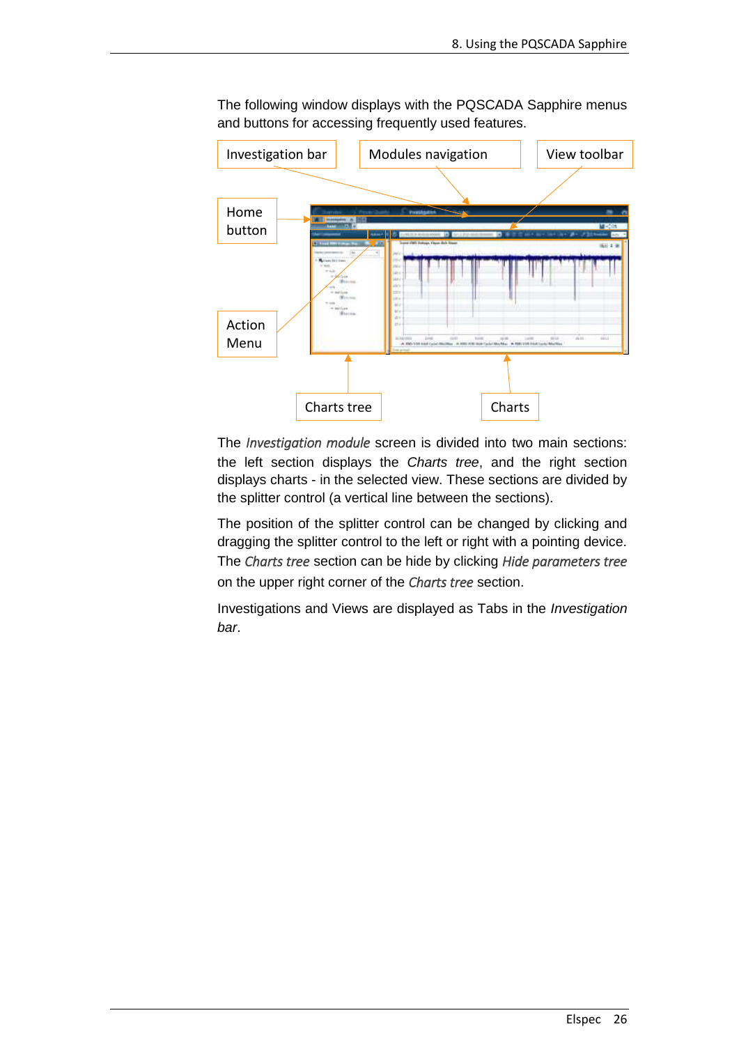The following window displays with the PQSCADA Sapphire menus and buttons for accessing frequently used features.

Investigation bar

Modules navigation

View toolbar

Home button

Action Menu

Charts tree

Charts

The *Investigation module* screen is divided into two main sections: the left section displays the *Charts tree*, and the right section displays charts - in the selected view. These sections are divided by the splitter control (a vertical line between the sections).

The position of the splitter control can be changed by clicking and dragging the splitter control to the left or right with a pointing device. The *Charts tree* section can be hide by clicking *Hide parameters tree* on the upper right corner of the *Charts tree* section.

Investigations and Views are displayed as Tabs in the *Investigation bar*.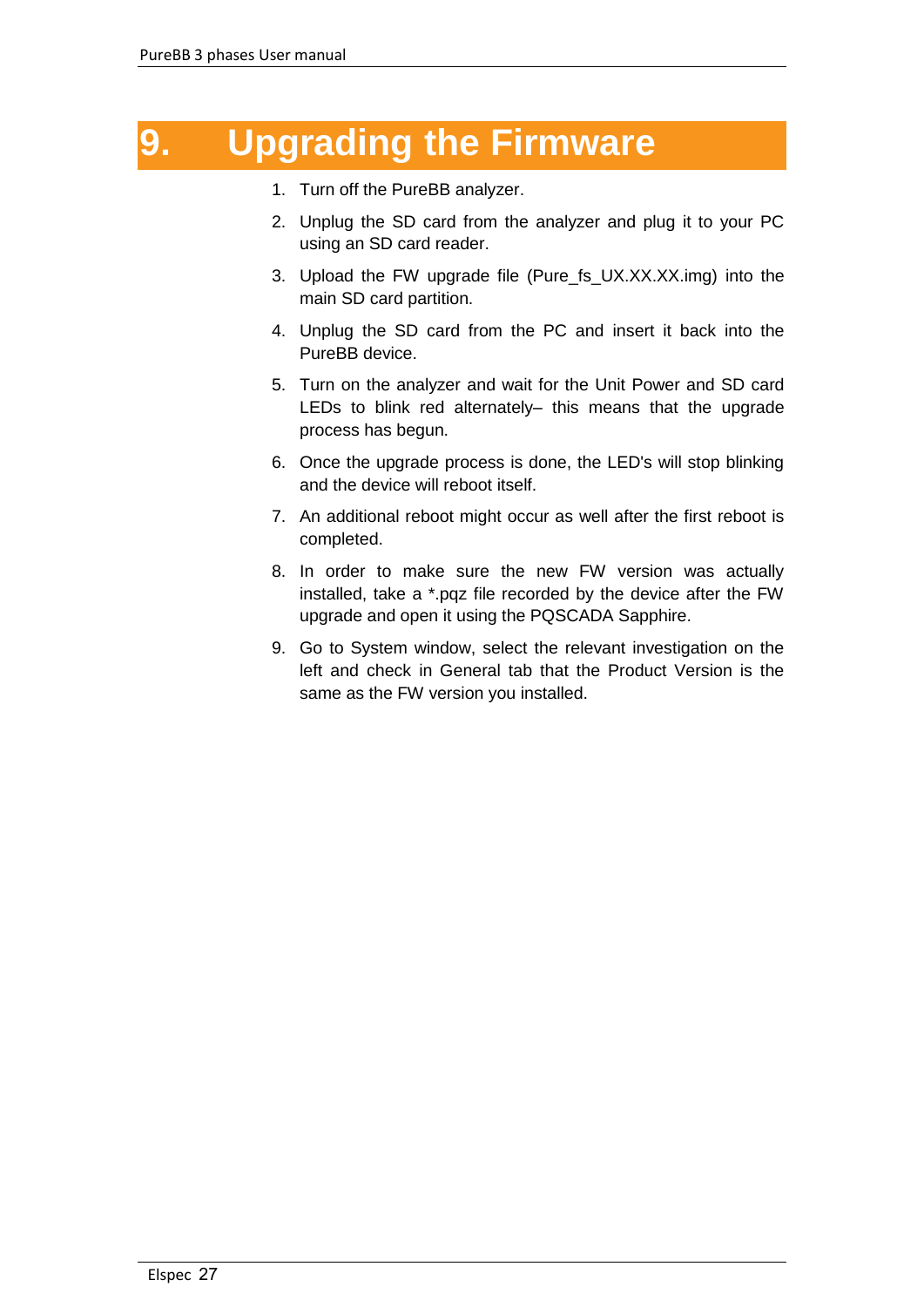# 9. Upgrading the Firmware

1. Turn off the PureBB analyzer.
2. Unplug the SD card from the analyzer and plug it to your PC using an SD card reader.
3. Upload the FW upgrade file (Pure_fs_UX.XX.XX.img) into the main SD card partition.
4. Unplug the SD card from the PC and insert it back into the PureBB device.
5. Turn on the analyzer and wait for the Unit Power and SD card LEDs to blink red alternately– this means that the upgrade process has begun.
6. Once the upgrade process is done, the LED's will stop blinking and the device will reboot itself.
7. An additional reboot might occur as well after the first reboot is completed.
8. In order to make sure the new FW version was actually installed, take a *.pqz file recorded by the device after the FW upgrade and open it using the PQSCADA Sapphire.
9. Go to System window, select the relevant investigation on the left and check in General tab that the Product Version is the same as the FW version you installed.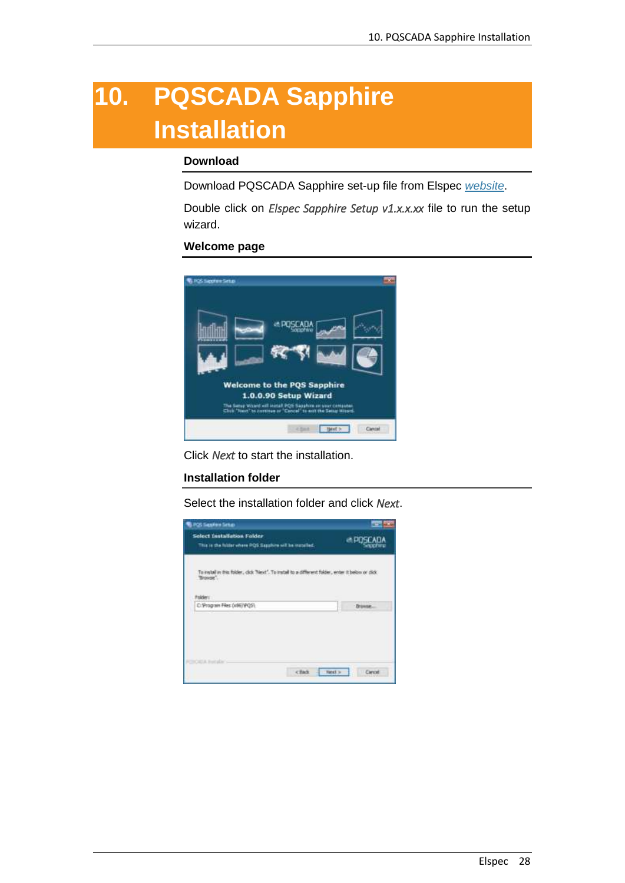# 10. PQSCADA Sapphire Installation

### Download

Download PQSCADA Sapphire set-up file from Elspec *website*.

Double click on *Elspec Sapphire Setup v1.x.x.xx* file to run the setup wizard.

### Welcome page

Click *Next* to start the installation.

### Installation folder

Select the installation folder and click *Next*.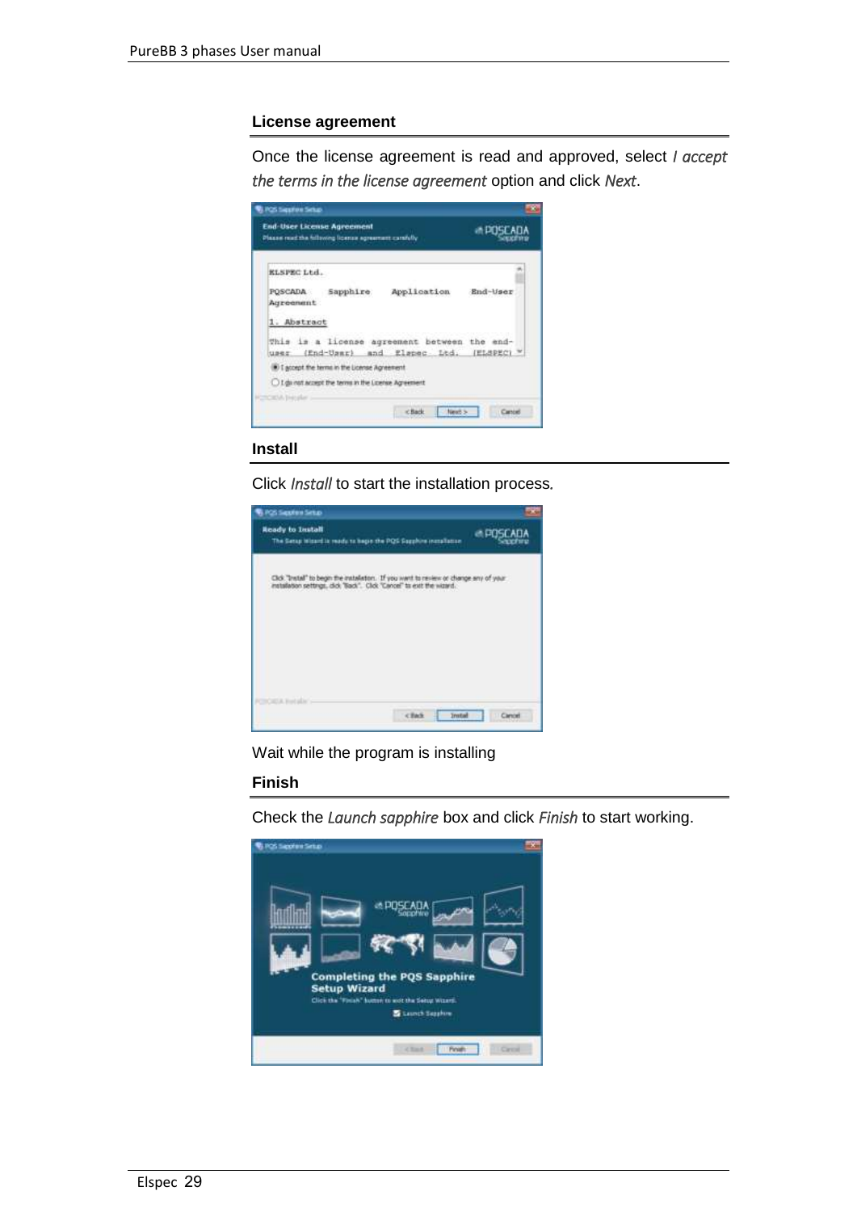### License agreement

Once the license agreement is read and approved, select *I accept the terms in the license agreement* option and click *Next*.

### Install

Click *Install* to start the installation process.

Wait while the program is installing

### Finish

Check the *Launch sapphire* box and click *Finish* to start working.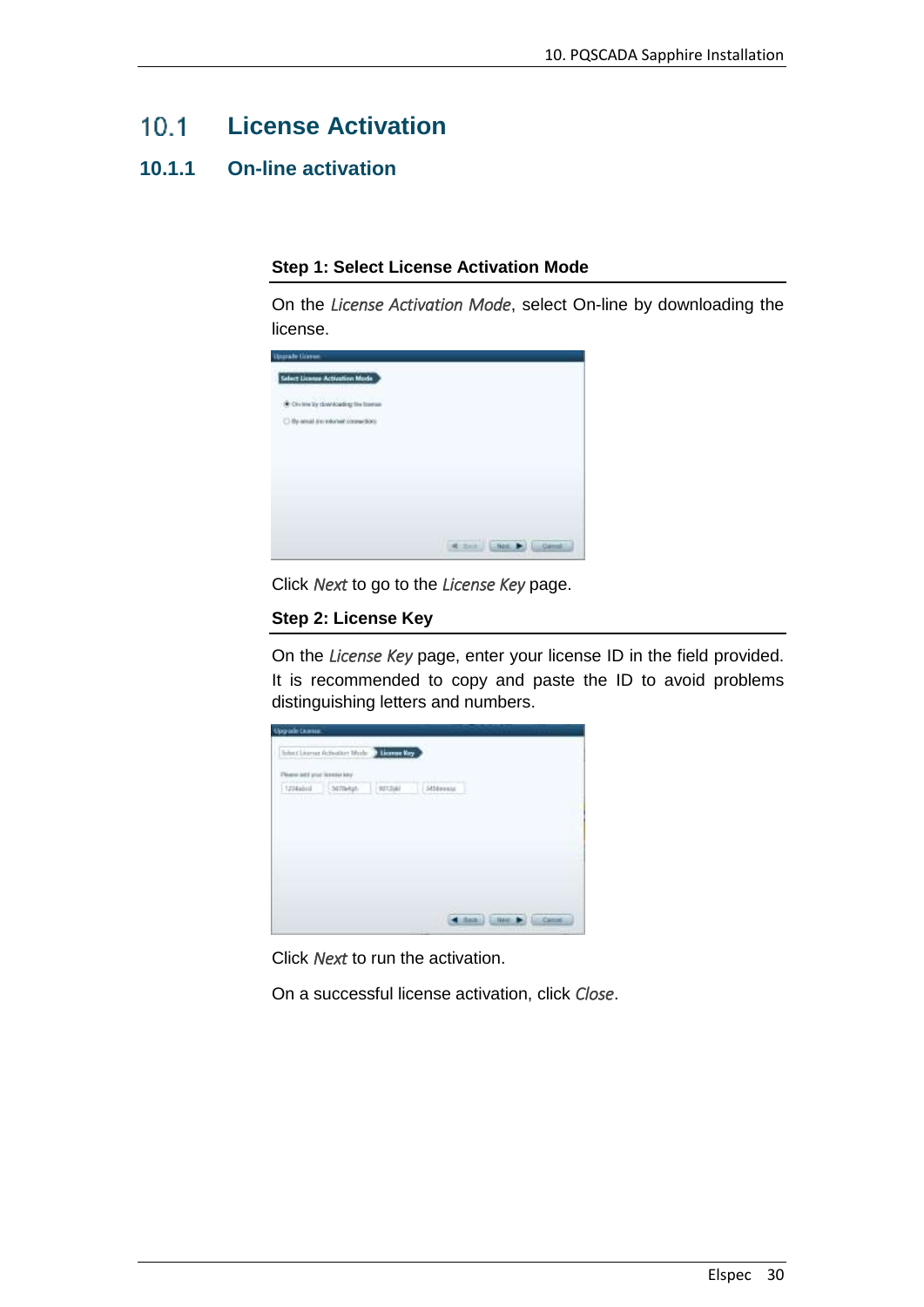## 10.1 License Activation

### 10.1.1 On-line activation

**Step 1: Select License Activation Mode**

On the *License Activation Mode*, select On-line by downloading the license.

Click *Next* to go to the *License Key* page.

**Step 2: License Key**

On the *License Key* page, enter your license ID in the field provided. It is recommended to copy and paste the ID to avoid problems distinguishing letters and numbers.

Click *Next* to run the activation.

On a successful license activation, click *Close*.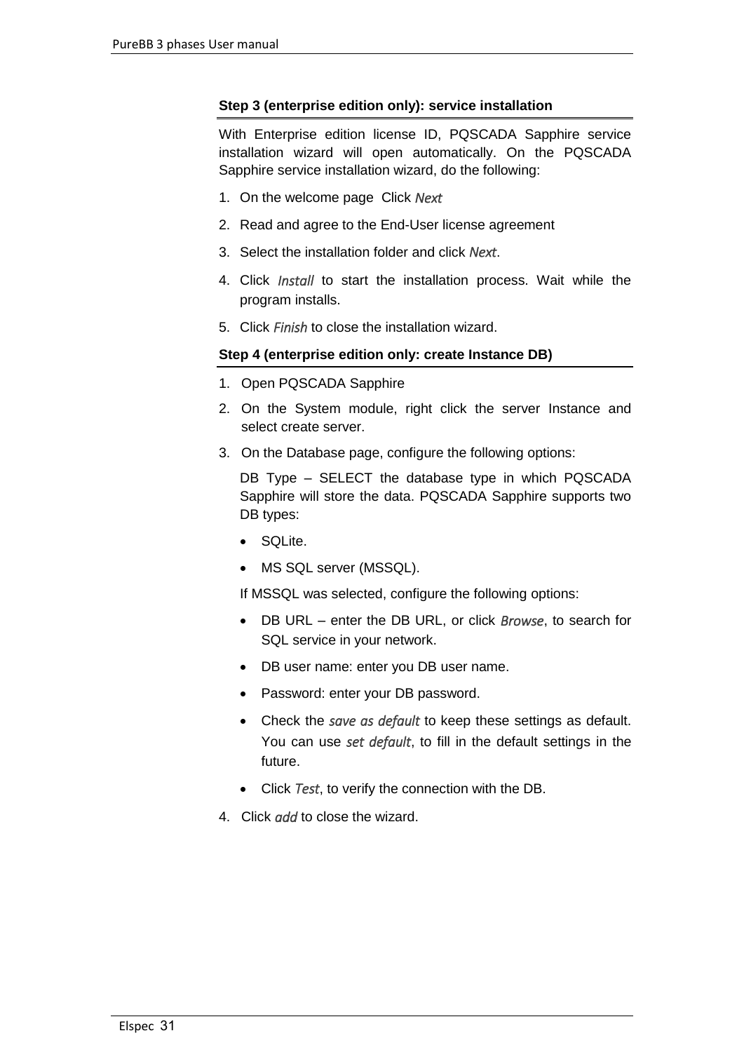### Step 3 (enterprise edition only): service installation

With Enterprise edition license ID, PQSCADA Sapphire service installation wizard will open automatically. On the PQSCADA Sapphire service installation wizard, do the following:

1. On the welcome page  Click *Next*
2. Read and agree to the End-User license agreement
3. Select the installation folder and click *Next*.
4. Click *Install* to start the installation process. Wait while the program installs.
5. Click *Finish* to close the installation wizard.

### Step 4 (enterprise edition only: create Instance DB)

1. Open PQSCADA Sapphire
2. On the System module, right click the server Instance and select create server.
3. On the Database page, configure the following options:

   DB Type – SELECT the database type in which PQSCADA Sapphire will store the data. PQSCADA Sapphire supports two DB types:

   - SQLite.
   - MS SQL server (MSSQL).

   If MSSQL was selected, configure the following options:

   - DB URL – enter the DB URL, or click *Browse*, to search for SQL service in your network.
   - DB user name: enter you DB user name.
   - Password: enter your DB password.
   - Check the *save as default* to keep these settings as default. You can use *set default*, to fill in the default settings in the future.
   - Click *Test*, to verify the connection with the DB.
4. Click *add* to close the wizard.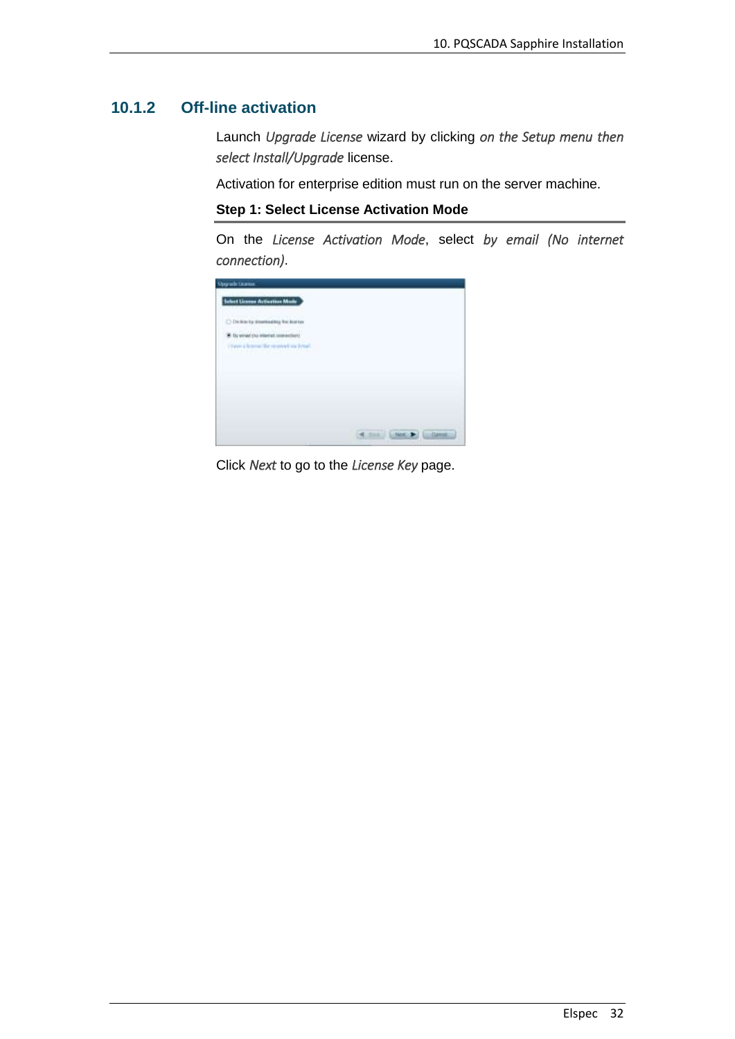### 10.1.2 Off-line activation

Launch *Upgrade License* wizard by clicking *on the Setup menu then select Install/Upgrade* license.

Activation for enterprise edition must run on the server machine.

**Step 1: Select License Activation Mode**

On the *License Activation Mode*, select *by email (No internet connection)*.

Click *Next* to go to the *License Key* page.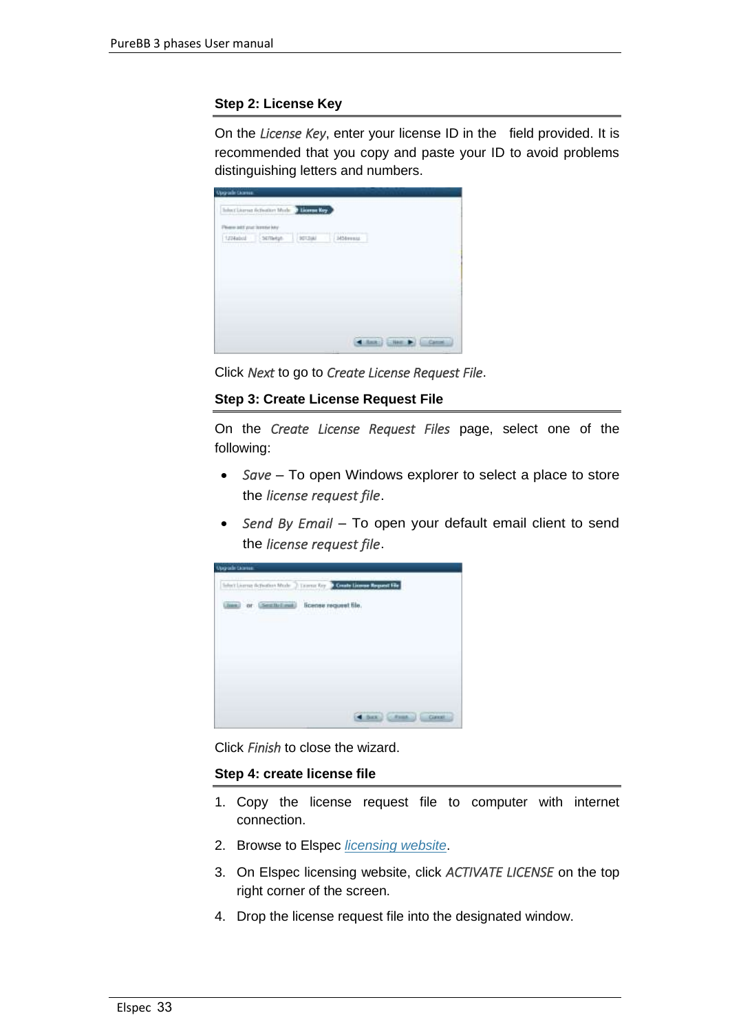### Step 2: License Key

On the *License Key*, enter your license ID in the  field provided. It is recommended that you copy and paste your ID to avoid problems distinguishing letters and numbers.

Click *Next* to go to *Create License Request File*.

### Step 3: Create License Request File

On the *Create License Request Files* page, select one of the following:

- *Save* – To open Windows explorer to select a place to store the *license request file*.
- *Send By Email* – To open your default email client to send the *license request file*.

Click *Finish* to close the wizard.

### Step 4: create license file

1. Copy the license request file to computer with internet connection.
2. Browse to Elspec [licensing website](licensing website).
3. On Elspec licensing website, click *ACTIVATE LICENSE* on the top right corner of the screen.
4. Drop the license request file into the designated window.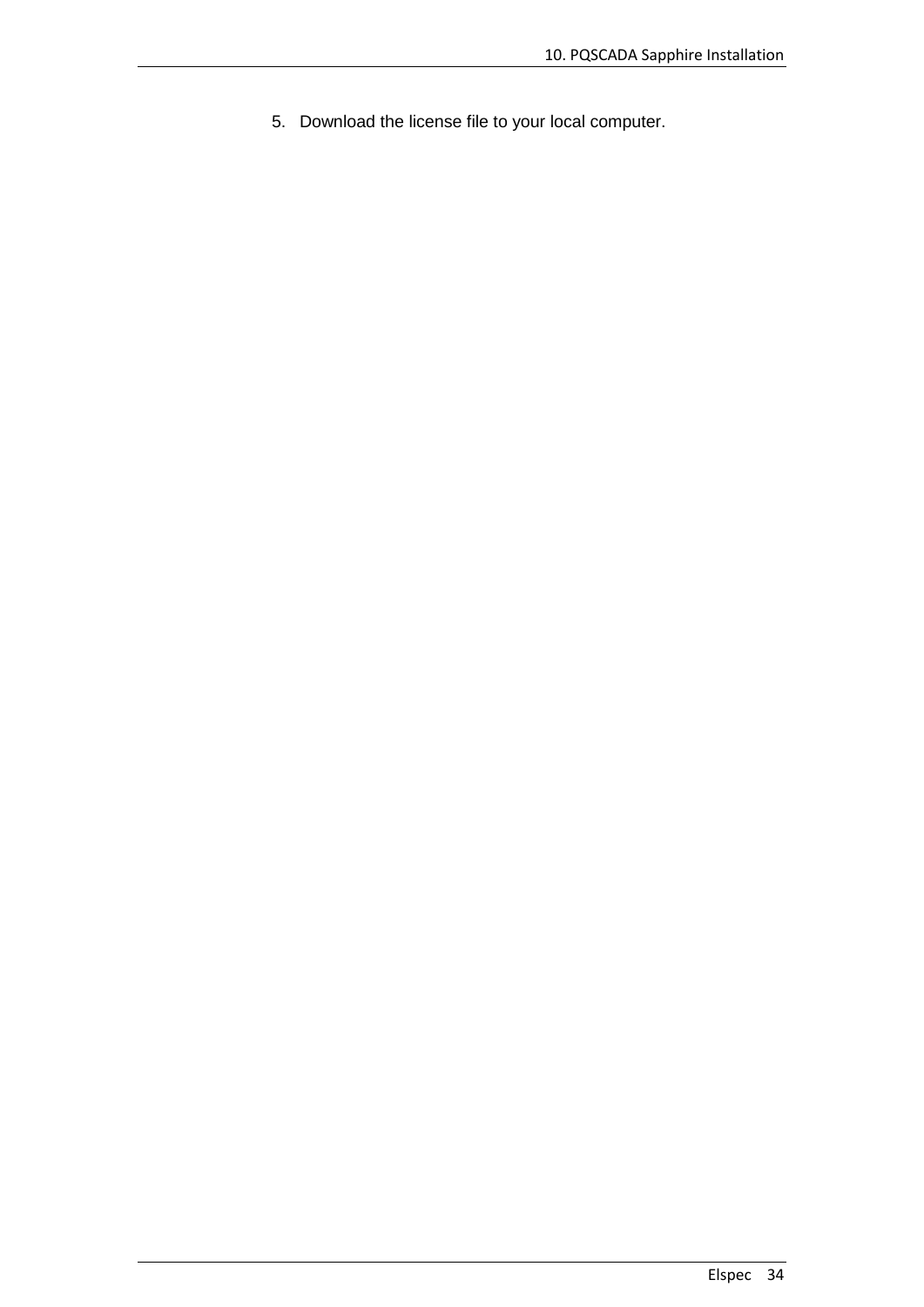5. Download the license file to your local computer.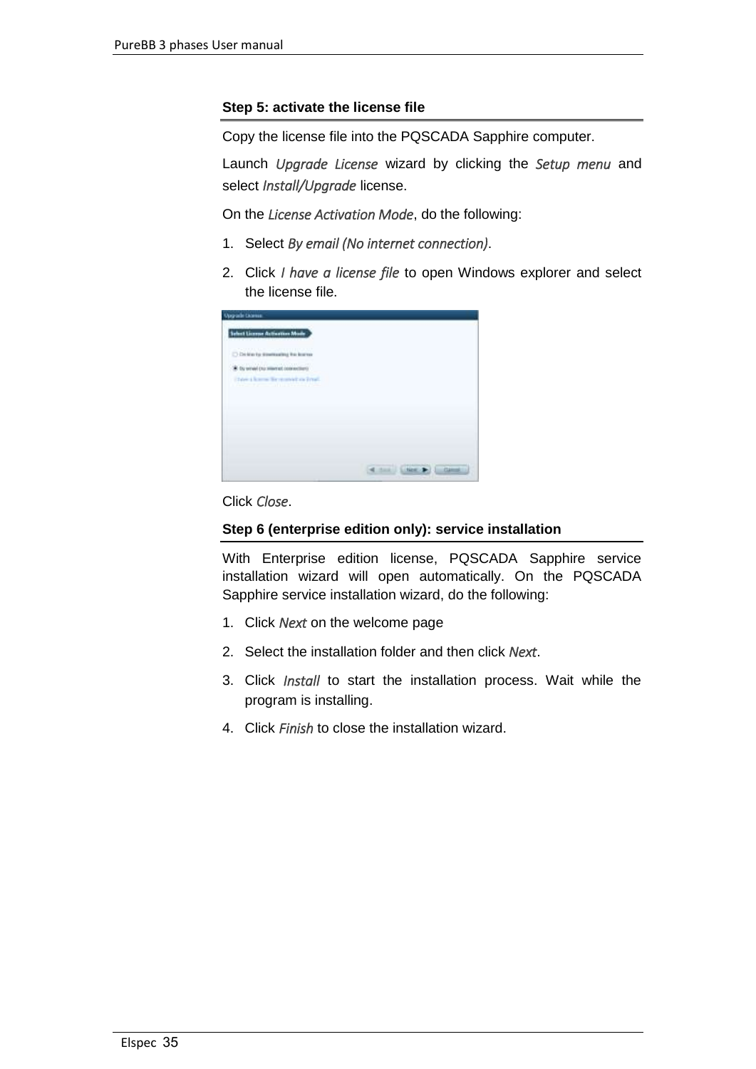### Step 5: activate the license file

Copy the license file into the PQSCADA Sapphire computer.

Launch *Upgrade License* wizard by clicking the *Setup menu* and select *Install/Upgrade* license.

On the *License Activation Mode*, do the following:

1. Select *By email (No internet connection)*.
2. Click *I have a license file* to open Windows explorer and select the license file.

Click *Close*.

### Step 6 (enterprise edition only): service installation

With Enterprise edition license, PQSCADA Sapphire service installation wizard will open automatically. On the PQSCADA Sapphire service installation wizard, do the following:

1. Click *Next* on the welcome page
2. Select the installation folder and then click *Next*.
3. Click *Install* to start the installation process. Wait while the program is installing.
4. Click *Finish* to close the installation wizard.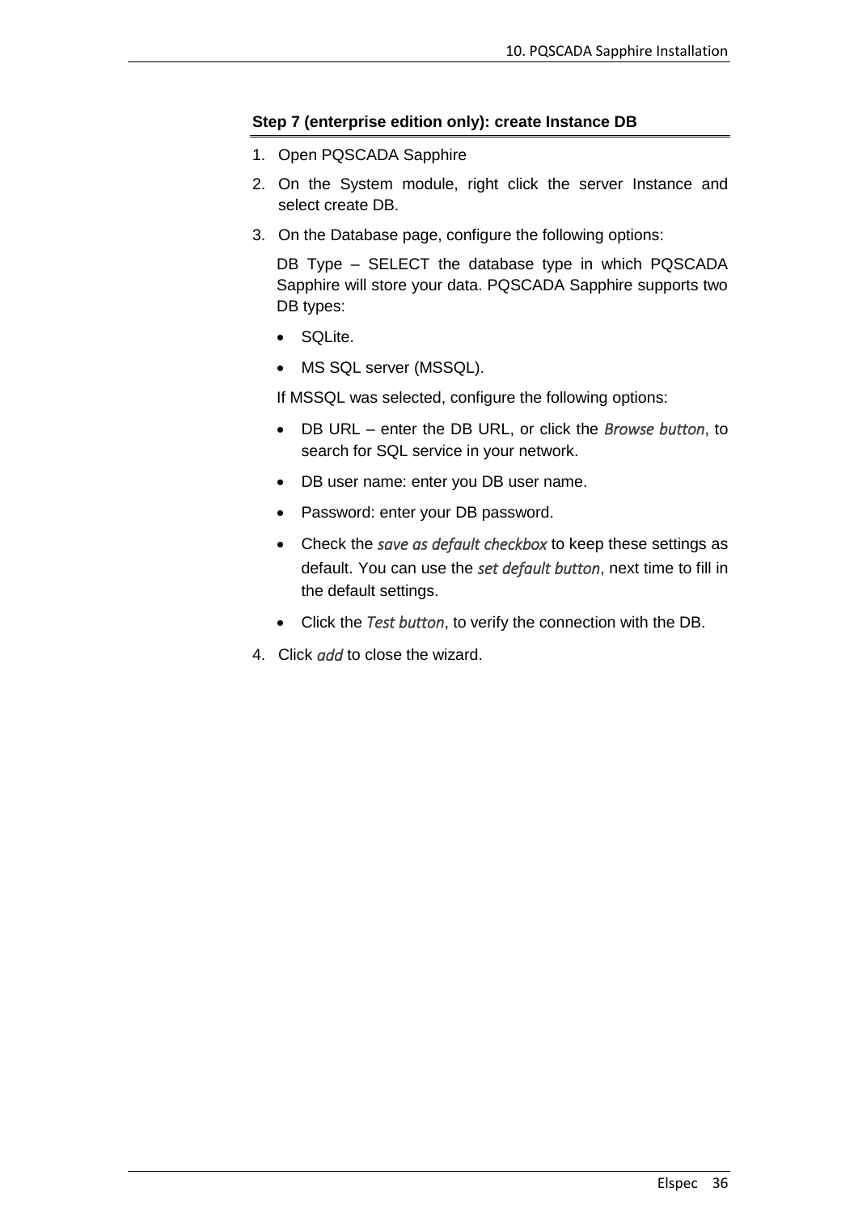### Step 7 (enterprise edition only): create Instance DB

1. Open PQSCADA Sapphire
2. On the System module, right click the server Instance and select create DB.
3. On the Database page, configure the following options:

   DB Type – SELECT the database type in which PQSCADA Sapphire will store your data. PQSCADA Sapphire supports two DB types:

   - SQLite.
   - MS SQL server (MSSQL).

   If MSSQL was selected, configure the following options:

   - DB URL – enter the DB URL, or click the *Browse button*, to search for SQL service in your network.
   - DB user name: enter you DB user name.
   - Password: enter your DB password.
   - Check the *save as default checkbox* to keep these settings as default. You can use the *set default button*, next time to fill in the default settings.
   - Click the *Test button*, to verify the connection with the DB.
4. Click *add* to close the wizard.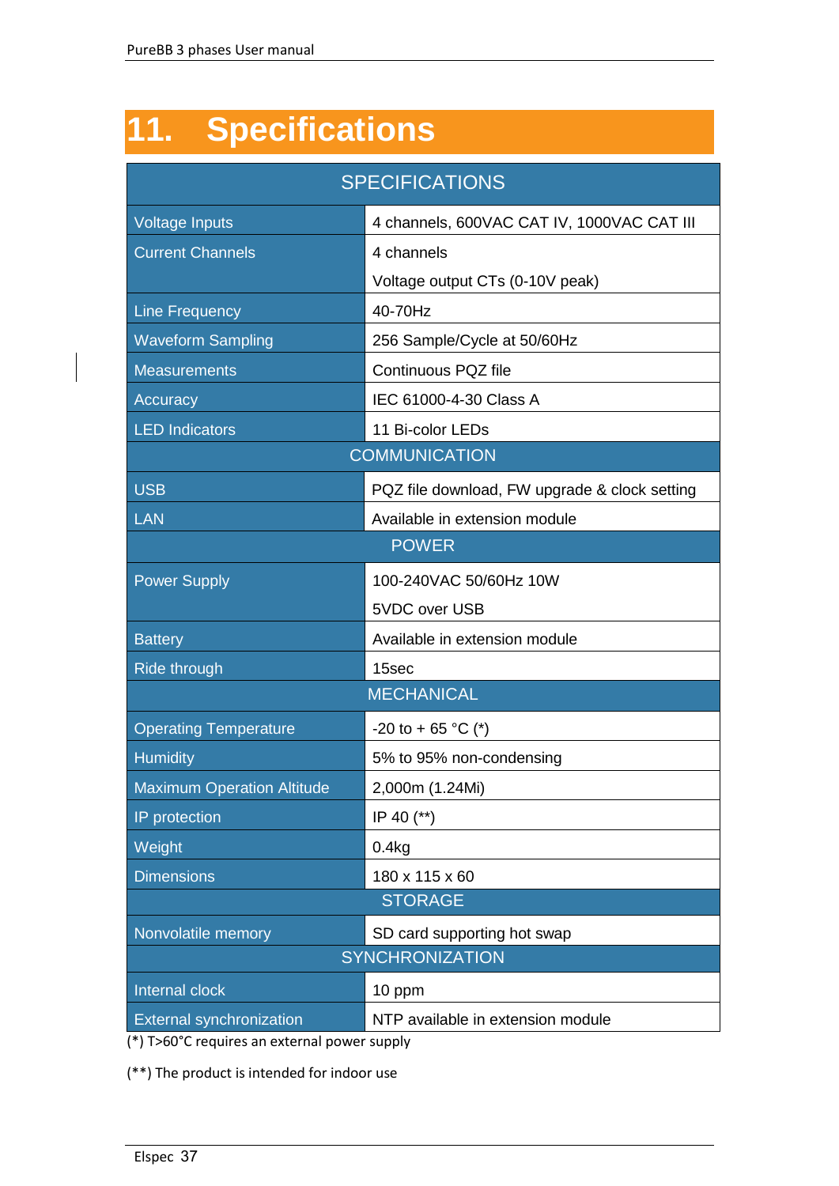# 11. Specifications

| SPECIFICATIONS | |
|---|---|
| Voltage Inputs | 4 channels, 600VAC CAT IV, 1000VAC CAT III |
| Current Channels | 4 channels<br>Voltage output CTs (0-10V peak) |
| Line Frequency | 40-70Hz |
| Waveform Sampling | 256 Sample/Cycle at 50/60Hz |
| Measurements | Continuous PQZ file |
| Accuracy | IEC 61000-4-30 Class A |
| LED Indicators | 11 Bi-color LEDs |
| **COMMUNICATION** | |
| USB | PQZ file download, FW upgrade & clock setting |
| LAN | Available in extension module |
| **POWER** | |
| Power Supply | 100-240VAC 50/60Hz 10W<br>5VDC over USB |
| Battery | Available in extension module |
| Ride through | 15sec |
| **MECHANICAL** | |
| Operating Temperature | -20 to + 65 °C (*) |
| Humidity | 5% to 95% non-condensing |
| Maximum Operation Altitude | 2,000m (1.24Mi) |
| IP protection | IP 40 (**) |
| Weight | 0.4kg |
| Dimensions | 180 x 115 x 60 |
| **STORAGE** | |
| Nonvolatile memory | SD card supporting hot swap |
| **SYNCHRONIZATION** | |
| Internal clock | 10 ppm |
| External synchronization | NTP available in extension module |

(*) T>60°C requires an external power supply

(**) The product is intended for indoor use